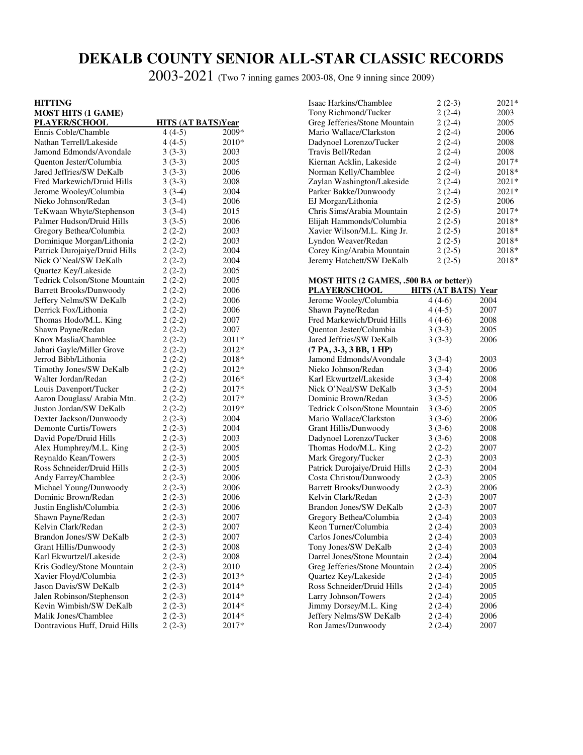# DEKALB COUNTY SENIOR ALL-STAR CLASSIC RECORDS

2003-2021 (Two 7 inning games 2003-08, One 9 inning since 2009)

## HITTING

### MOST HITS (1 GAME)

| PLAYER/SCHOOL | HITS (AT BATS) | Year |
|---|---|---|
| Ennis Coble/Chamble | 4 (4-5) | 2009* |
| Nathan Terrell/Lakeside | 4 (4-5) | 2010* |
| Jamond Edmonds/Avondale | 3 (3-3) | 2003 |
| Quenton Jester/Columbia | 3 (3-3) | 2005 |
| Jared Jeffries/SW DeKalb | 3 (3-3) | 2006 |
| Fred Markewich/Druid Hills | 3 (3-3) | 2008 |
| Jerome Wooley/Columbia | 3 (3-4) | 2004 |
| Nieko Johnson/Redan | 3 (3-4) | 2006 |
| TeKwaan Whyte/Stephenson | 3 (3-4) | 2015 |
| Palmer Hudson/Druid Hills | 3 (3-5) | 2006 |
| Gregory Bethea/Columbia | 2 (2-2) | 2003 |
| Dominique Morgan/Lithonia | 2 (2-2) | 2003 |
| Patrick Durojaiye/Druid Hills | 2 (2-2) | 2004 |
| Nick O'Neal/SW DeKalb | 2 (2-2) | 2004 |
| Quartez Key/Lakeside | 2 (2-2) | 2005 |
| Tedrick Colson/Stone Mountain | 2 (2-2) | 2005 |
| Barrett Brooks/Dunwoody | 2 (2-2) | 2006 |
| Jeffery Nelms/SW DeKalb | 2 (2-2) | 2006 |
| Derrick Fox/Lithonia | 2 (2-2) | 2006 |
| Thomas Hodo/M.L. King | 2 (2-2) | 2007 |
| Shawn Payne/Redan | 2 (2-2) | 2007 |
| Knox Maslia/Chamblee | 2 (2-2) | 2011* |
| Jabari Gayle/Miller Grove | 2 (2-2) | 2012* |
| Jerrod Bibb/Lithonia | 2 (2-2) | 2018* |
| Timothy Jones/SW DeKalb | 2 (2-2) | 2012* |
| Walter Jordan/Redan | 2 (2-2) | 2016* |
| Louis Davenport/Tucker | 2 (2-2) | 2017* |
| Aaron Douglass/ Arabia Mtn. | 2 (2-2) | 2017* |
| Juston Jordan/SW DeKalb | 2 (2-2) | 2019* |
| Dexter Jackson/Dunwoody | 2 (2-3) | 2004 |
| Demonte Curtis/Towers | 2 (2-3) | 2004 |
| David Pope/Druid Hills | 2 (2-3) | 2003 |
| Alex Humphrey/M.L. King | 2 (2-3) | 2005 |
| Reynaldo Kean/Towers | 2 (2-3) | 2005 |
| Ross Schneider/Druid Hills | 2 (2-3) | 2005 |
| Andy Farrey/Chamblee | 2 (2-3) | 2006 |
| Michael Young/Dunwoody | 2 (2-3) | 2006 |
| Dominic Brown/Redan | 2 (2-3) | 2006 |
| Justin English/Columbia | 2 (2-3) | 2006 |
| Shawn Payne/Redan | 2 (2-3) | 2007 |
| Kelvin Clark/Redan | 2 (2-3) | 2007 |
| Brandon Jones/SW DeKalb | 2 (2-3) | 2007 |
| Grant Hillis/Dunwoody | 2 (2-3) | 2008 |
| Karl Ekwurtzel/Lakeside | 2 (2-3) | 2008 |
| Kris Godley/Stone Mountain | 2 (2-3) | 2010 |
| Xavier Floyd/Columbia | 2 (2-3) | 2013* |
| Jason Davis/SW DeKalb | 2 (2-3) | 2014* |
| Jalen Robinson/Stephenson | 2 (2-3) | 2014* |
| Kevin Wimbish/SW DeKalb | 2 (2-3) | 2014* |
| Malik Jones/Chamblee | 2 (2-3) | 2014* |
| Dontravious Huff, Druid Hills | 2 (2-3) | 2017* |
| Isaac Harkins/Chamblee | 2 (2-3) | 2021* |
| Tony Richmond/Tucker | 2 (2-4) | 2003 |
| Greg Jefferies/Stone Mountain | 2 (2-4) | 2005 |
| Mario Wallace/Clarkston | 2 (2-4) | 2006 |
| Dadynoel Lorenzo/Tucker | 2 (2-4) | 2008 |
| Travis Bell/Redan | 2 (2-4) | 2008 |
| Kiernan Acklin, Lakeside | 2 (2-4) | 2017* |
| Norman Kelly/Chamblee | 2 (2-4) | 2018* |
| Zaylan Washington/Lakeside | 2 (2-4) | 2021* |
| Parker Bakke/Dunwoody | 2 (2-4) | 2021* |
| EJ Morgan/Lithonia | 2 (2-5) | 2006 |
| Chris Sims/Arabia Mountain | 2 (2-5) | 2017* |
| Elijah Hammonds/Columbia | 2 (2-5) | 2018* |
| Xavier Wilson/M.L. King Jr. | 2 (2-5) | 2018* |
| Lyndon Weaver/Redan | 2 (2-5) | 2018* |
| Corey King/Arabia Mountain | 2 (2-5) | 2018* |
| Jeremy Hatchett/SW DeKalb | 2 (2-5) | 2018* |

### MOST HITS (2 GAMES, .500 BA or better))

| PLAYER/SCHOOL | HITS (AT BATS) | Year |
|---|---|---|
| Jerome Wooley/Columbia | 4 (4-6) | 2004 |
| Shawn Payne/Redan | 4 (4-5) | 2007 |
| Fred Markewich/Druid Hills | 4 (4-6) | 2008 |
| Quenton Jester/Columbia | 3 (3-3) | 2005 |
| Jared Jeffries/SW DeKalb **(7 PA, 3-3, 3 BB, 1 HP)** | 3 (3-3) | 2006 |
| Jamond Edmonds/Avondale | 3 (3-4) | 2003 |
| Nieko Johnson/Redan | 3 (3-4) | 2006 |
| Karl Ekwurtzel/Lakeside | 3 (3-4) | 2008 |
| Nick O'Neal/SW DeKalb | 3 (3-5) | 2004 |
| Dominic Brown/Redan | 3 (3-5) | 2006 |
| Tedrick Colson/Stone Mountain | 3 (3-6) | 2005 |
| Mario Wallace/Clarkston | 3 (3-6) | 2006 |
| Grant Hillis/Dunwoody | 3 (3-6) | 2008 |
| Dadynoel Lorenzo/Tucker | 3 (3-6) | 2008 |
| Thomas Hodo/M.L. King | 2 (2-2) | 2007 |
| Mark Gregory/Tucker | 2 (2-3) | 2003 |
| Patrick Durojaiye/Druid Hills | 2 (2-3) | 2004 |
| Costa Christou/Dunwoody | 2 (2-3) | 2005 |
| Barrett Brooks/Dunwoody | 2 (2-3) | 2006 |
| Kelvin Clark/Redan | 2 (2-3) | 2007 |
| Brandon Jones/SW DeKalb | 2 (2-3) | 2007 |
| Gregory Bethea/Columbia | 2 (2-4) | 2003 |
| Keon Turner/Columbia | 2 (2-4) | 2003 |
| Carlos Jones/Columbia | 2 (2-4) | 2003 |
| Tony Jones/SW DeKalb | 2 (2-4) | 2003 |
| Darrel Jones/Stone Mountain | 2 (2-4) | 2004 |
| Greg Jefferies/Stone Mountain | 2 (2-4) | 2005 |
| Quartez Key/Lakeside | 2 (2-4) | 2005 |
| Ross Schneider/Druid Hills | 2 (2-4) | 2005 |
| Larry Johnson/Towers | 2 (2-4) | 2005 |
| Jimmy Dorsey/M.L. King | 2 (2-4) | 2006 |
| Jeffery Nelms/SW DeKalb | 2 (2-4) | 2006 |
| Ron James/Dunwoody | 2 (2-4) | 2007 |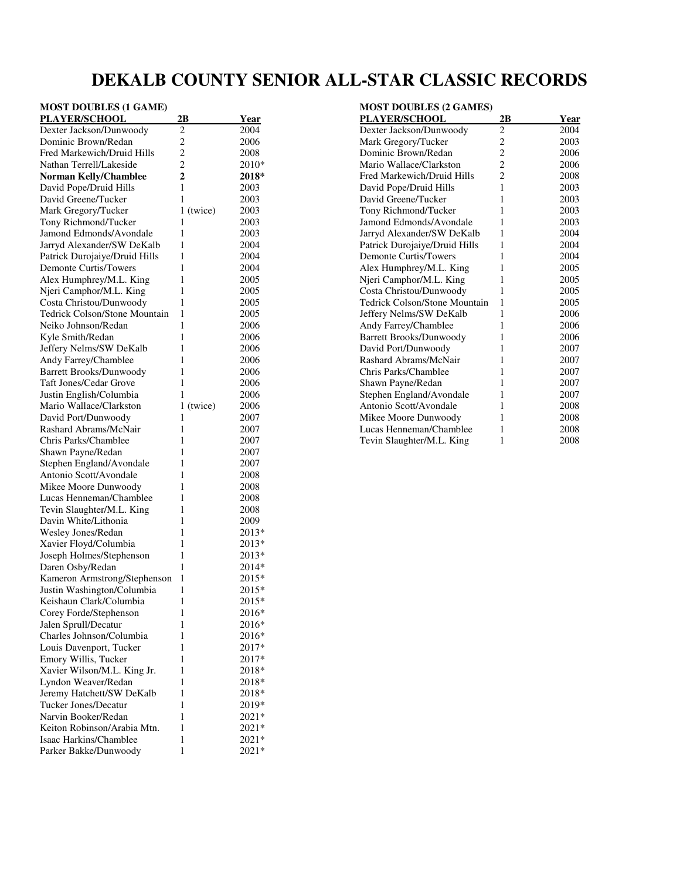# DEKALB COUNTY SENIOR ALL-STAR CLASSIC RECORDS

**MOST DOUBLES (1 GAME)**

| PLAYER/SCHOOL | 2B | Year |
|---|---|---|
| Dexter Jackson/Dunwoody | 2 | 2004 |
| Dominic Brown/Redan | 2 | 2006 |
| Fred Markewich/Druid Hills | 2 | 2008 |
| Nathan Terrell/Lakeside | 2 | 2010* |
| **Norman Kelly/Chamblee** | **2** | **2018*** |
| David Pope/Druid Hills | 1 | 2003 |
| David Greene/Tucker | 1 | 2003 |
| Mark Gregory/Tucker | 1 (twice) | 2003 |
| Tony Richmond/Tucker | 1 | 2003 |
| Jamond Edmonds/Avondale | 1 | 2003 |
| Jarryd Alexander/SW DeKalb | 1 | 2004 |
| Patrick Durojaiye/Druid Hills | 1 | 2004 |
| Demonte Curtis/Towers | 1 | 2004 |
| Alex Humphrey/M.L. King | 1 | 2005 |
| Njeri Camphor/M.L. King | 1 | 2005 |
| Costa Christou/Dunwoody | 1 | 2005 |
| Tedrick Colson/Stone Mountain | 1 | 2005 |
| Neiko Johnson/Redan | 1 | 2006 |
| Kyle Smith/Redan | 1 | 2006 |
| Jeffery Nelms/SW DeKalb | 1 | 2006 |
| Andy Farrey/Chamblee | 1 | 2006 |
| Barrett Brooks/Dunwoody | 1 | 2006 |
| Taft Jones/Cedar Grove | 1 | 2006 |
| Justin English/Columbia | 1 | 2006 |
| Mario Wallace/Clarkston | 1 (twice) | 2006 |
| David Port/Dunwoody | 1 | 2007 |
| Rashard Abrams/McNair | 1 | 2007 |
| Chris Parks/Chamblee | 1 | 2007 |
| Shawn Payne/Redan | 1 | 2007 |
| Stephen England/Avondale | 1 | 2007 |
| Antonio Scott/Avondale | 1 | 2008 |
| Mikee Moore Dunwoody | 1 | 2008 |
| Lucas Henneman/Chamblee | 1 | 2008 |
| Tevin Slaughter/M.L. King | 1 | 2008 |
| Davin White/Lithonia | 1 | 2009 |
| Wesley Jones/Redan | 1 | 2013* |
| Xavier Floyd/Columbia | 1 | 2013* |
| Joseph Holmes/Stephenson | 1 | 2013* |
| Daren Osby/Redan | 1 | 2014* |
| Kameron Armstrong/Stephenson | 1 | 2015* |
| Justin Washington/Columbia | 1 | 2015* |
| Keishaun Clark/Columbia | 1 | 2015* |
| Corey Forde/Stephenson | 1 | 2016* |
| Jalen Sprull/Decatur | 1 | 2016* |
| Charles Johnson/Columbia | 1 | 2016* |
| Louis Davenport, Tucker | 1 | 2017* |
| Emory Willis, Tucker | 1 | 2017* |
| Xavier Wilson/M.L. King Jr. | 1 | 2018* |
| Lyndon Weaver/Redan | 1 | 2018* |
| Jeremy Hatchett/SW DeKalb | 1 | 2018* |
| Tucker Jones/Decatur | 1 | 2019* |
| Narvin Booker/Redan | 1 | 2021* |
| Keiton Robinson/Arabia Mtn. | 1 | 2021* |
| Isaac Harkins/Chamblee | 1 | 2021* |
| Parker Bakke/Dunwoody | 1 | 2021* |

**MOST DOUBLES (2 GAMES)**

| PLAYER/SCHOOL | 2B | Year |
|---|---|---|
| Dexter Jackson/Dunwoody | 2 | 2004 |
| Mark Gregory/Tucker | 2 | 2003 |
| Dominic Brown/Redan | 2 | 2006 |
| Mario Wallace/Clarkston | 2 | 2006 |
| Fred Markewich/Druid Hills | 2 | 2008 |
| David Pope/Druid Hills | 1 | 2003 |
| David Greene/Tucker | 1 | 2003 |
| Tony Richmond/Tucker | 1 | 2003 |
| Jamond Edmonds/Avondale | 1 | 2003 |
| Jarryd Alexander/SW DeKalb | 1 | 2004 |
| Patrick Durojaiye/Druid Hills | 1 | 2004 |
| Demonte Curtis/Towers | 1 | 2004 |
| Alex Humphrey/M.L. King | 1 | 2005 |
| Njeri Camphor/M.L. King | 1 | 2005 |
| Costa Christou/Dunwoody | 1 | 2005 |
| Tedrick Colson/Stone Mountain | 1 | 2005 |
| Jeffery Nelms/SW DeKalb | 1 | 2006 |
| Andy Farrey/Chamblee | 1 | 2006 |
| Barrett Brooks/Dunwoody | 1 | 2006 |
| David Port/Dunwoody | 1 | 2007 |
| Rashard Abrams/McNair | 1 | 2007 |
| Chris Parks/Chamblee | 1 | 2007 |
| Shawn Payne/Redan | 1 | 2007 |
| Stephen England/Avondale | 1 | 2007 |
| Antonio Scott/Avondale | 1 | 2008 |
| Mikee Moore Dunwoody | 1 | 2008 |
| Lucas Henneman/Chamblee | 1 | 2008 |
| Tevin Slaughter/M.L. King | 1 | 2008 |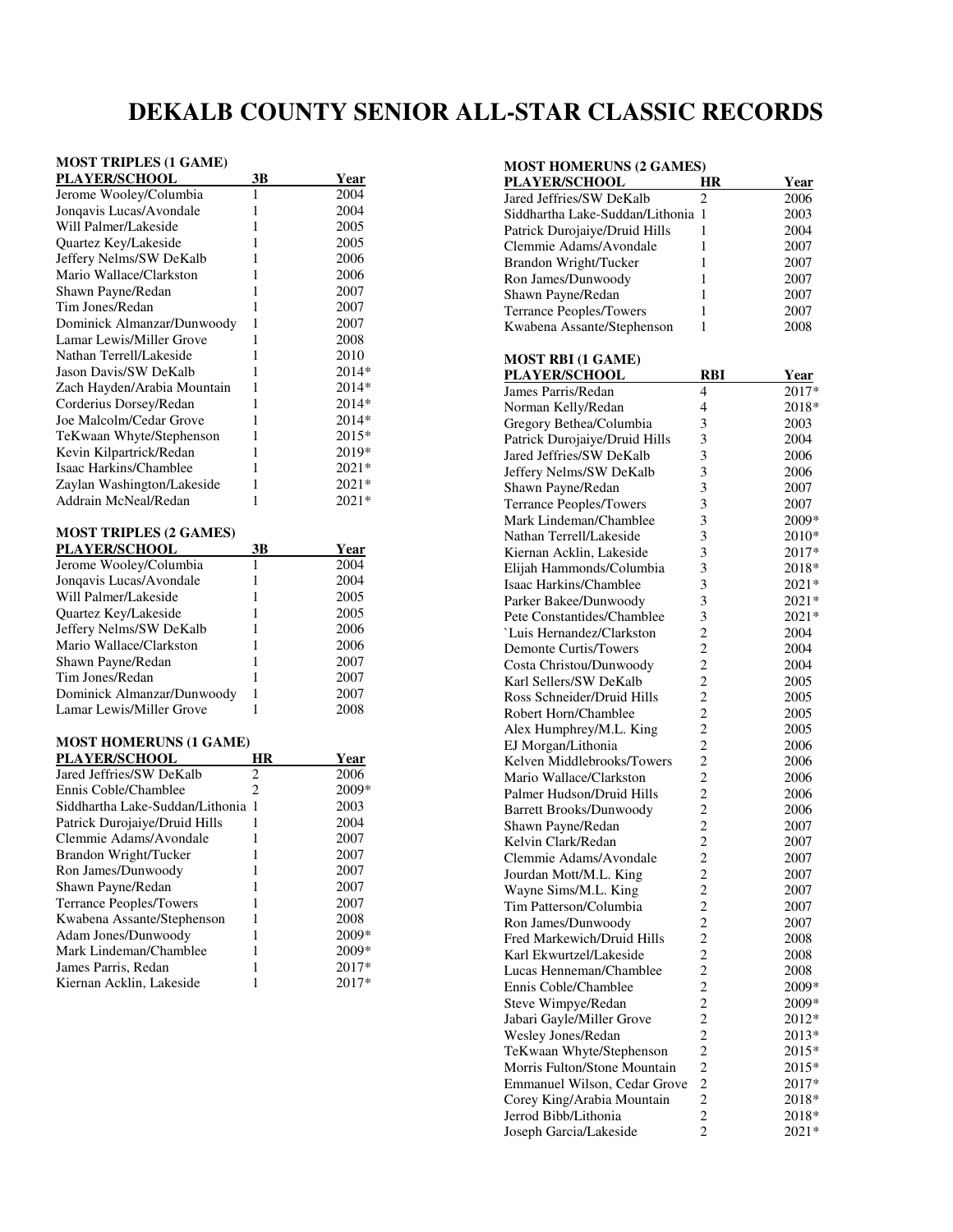# DEKALB COUNTY SENIOR ALL-STAR CLASSIC RECORDS

**MOST TRIPLES (1 GAME)**

| PLAYER/SCHOOL | 3B | Year |
|---|---|---|
| Jerome Wooley/Columbia | 1 | 2004 |
| Jonqavis Lucas/Avondale | 1 | 2004 |
| Will Palmer/Lakeside | 1 | 2005 |
| Quartez Key/Lakeside | 1 | 2005 |
| Jeffery Nelms/SW DeKalb | 1 | 2006 |
| Mario Wallace/Clarkston | 1 | 2006 |
| Shawn Payne/Redan | 1 | 2007 |
| Tim Jones/Redan | 1 | 2007 |
| Dominick Almanzar/Dunwoody | 1 | 2007 |
| Lamar Lewis/Miller Grove | 1 | 2008 |
| Nathan Terrell/Lakeside | 1 | 2010 |
| Jason Davis/SW DeKalb | 1 | 2014* |
| Zach Hayden/Arabia Mountain | 1 | 2014* |
| Corderius Dorsey/Redan | 1 | 2014* |
| Joe Malcolm/Cedar Grove | 1 | 2014* |
| TeKwaan Whyte/Stephenson | 1 | 2015* |
| Kevin Kilpartrick/Redan | 1 | 2019* |
| Isaac Harkins/Chamblee | 1 | 2021* |
| Zaylan Washington/Lakeside | 1 | 2021* |
| Addrain McNeal/Redan | 1 | 2021* |

**MOST TRIPLES (2 GAMES)**

| PLAYER/SCHOOL | 3B | Year |
|---|---|---|
| Jerome Wooley/Columbia | 1 | 2004 |
| Jonqavis Lucas/Avondale | 1 | 2004 |
| Will Palmer/Lakeside | 1 | 2005 |
| Quartez Key/Lakeside | 1 | 2005 |
| Jeffery Nelms/SW DeKalb | 1 | 2006 |
| Mario Wallace/Clarkston | 1 | 2006 |
| Shawn Payne/Redan | 1 | 2007 |
| Tim Jones/Redan | 1 | 2007 |
| Dominick Almanzar/Dunwoody | 1 | 2007 |
| Lamar Lewis/Miller Grove | 1 | 2008 |

**MOST HOMERUNS (1 GAME)**

| PLAYER/SCHOOL | HR | Year |
|---|---|---|
| Jared Jeffries/SW DeKalb | 2 | 2006 |
| Ennis Coble/Chamblee | 2 | 2009* |
| Siddhartha Lake-Suddan/Lithonia | 1 | 2003 |
| Patrick Durojaiye/Druid Hills | 1 | 2004 |
| Clemmie Adams/Avondale | 1 | 2007 |
| Brandon Wright/Tucker | 1 | 2007 |
| Ron James/Dunwoody | 1 | 2007 |
| Shawn Payne/Redan | 1 | 2007 |
| Terrance Peoples/Towers | 1 | 2007 |
| Kwabena Assante/Stephenson | 1 | 2008 |
| Adam Jones/Dunwoody | 1 | 2009* |
| Mark Lindeman/Chamblee | 1 | 2009* |
| James Parris, Redan | 1 | 2017* |
| Kiernan Acklin, Lakeside | 1 | 2017* |

**MOST HOMERUNS (2 GAMES)**

| PLAYER/SCHOOL | HR | Year |
|---|---|---|
| Jared Jeffries/SW DeKalb | 2 | 2006 |
| Siddhartha Lake-Suddan/Lithonia | 1 | 2003 |
| Patrick Durojaiye/Druid Hills | 1 | 2004 |
| Clemmie Adams/Avondale | 1 | 2007 |
| Brandon Wright/Tucker | 1 | 2007 |
| Ron James/Dunwoody | 1 | 2007 |
| Shawn Payne/Redan | 1 | 2007 |
| Terrance Peoples/Towers | 1 | 2007 |
| Kwabena Assante/Stephenson | 1 | 2008 |

**MOST RBI (1 GAME)**

| PLAYER/SCHOOL | RBI | Year |
|---|---|---|
| James Parris/Redan | 4 | 2017* |
| Norman Kelly/Redan | 4 | 2018* |
| Gregory Bethea/Columbia | 3 | 2003 |
| Patrick Durojaiye/Druid Hills | 3 | 2004 |
| Jared Jeffries/SW DeKalb | 3 | 2006 |
| Jeffery Nelms/SW DeKalb | 3 | 2006 |
| Shawn Payne/Redan | 3 | 2007 |
| Terrance Peoples/Towers | 3 | 2007 |
| Mark Lindeman/Chamblee | 3 | 2009* |
| Nathan Terrell/Lakeside | 3 | 2010* |
| Kiernan Acklin, Lakeside | 3 | 2017* |
| Elijah Hammonds/Columbia | 3 | 2018* |
| Isaac Harkins/Chamblee | 3 | 2021* |
| Parker Bakee/Dunwoody | 3 | 2021* |
| Pete Constantides/Chamblee | 3 | 2021* |
| `Luis Hernandez/Clarkston | 2 | 2004 |
| Demonte Curtis/Towers | 2 | 2004 |
| Costa Christou/Dunwoody | 2 | 2004 |
| Karl Sellers/SW DeKalb | 2 | 2005 |
| Ross Schneider/Druid Hills | 2 | 2005 |
| Robert Horn/Chamblee | 2 | 2005 |
| Alex Humphrey/M.L. King | 2 | 2005 |
| EJ Morgan/Lithonia | 2 | 2006 |
| Kelven Middlebrooks/Towers | 2 | 2006 |
| Mario Wallace/Clarkston | 2 | 2006 |
| Palmer Hudson/Druid Hills | 2 | 2006 |
| Barrett Brooks/Dunwoody | 2 | 2006 |
| Shawn Payne/Redan | 2 | 2007 |
| Kelvin Clark/Redan | 2 | 2007 |
| Clemmie Adams/Avondale | 2 | 2007 |
| Jourdan Mott/M.L. King | 2 | 2007 |
| Wayne Sims/M.L. King | 2 | 2007 |
| Tim Patterson/Columbia | 2 | 2007 |
| Ron James/Dunwoody | 2 | 2007 |
| Fred Markewich/Druid Hills | 2 | 2008 |
| Karl Ekwurtzel/Lakeside | 2 | 2008 |
| Lucas Henneman/Chamblee | 2 | 2008 |
| Ennis Coble/Chamblee | 2 | 2009* |
| Steve Wimpye/Redan | 2 | 2009* |
| Jabari Gayle/Miller Grove | 2 | 2012* |
| Wesley Jones/Redan | 2 | 2013* |
| TeKwaan Whyte/Stephenson | 2 | 2015* |
| Morris Fulton/Stone Mountain | 2 | 2015* |
| Emmanuel Wilson, Cedar Grove | 2 | 2017* |
| Corey King/Arabia Mountain | 2 | 2018* |
| Jerrod Bibb/Lithonia | 2 | 2018* |
| Joseph Garcia/Lakeside | 2 | 2021* |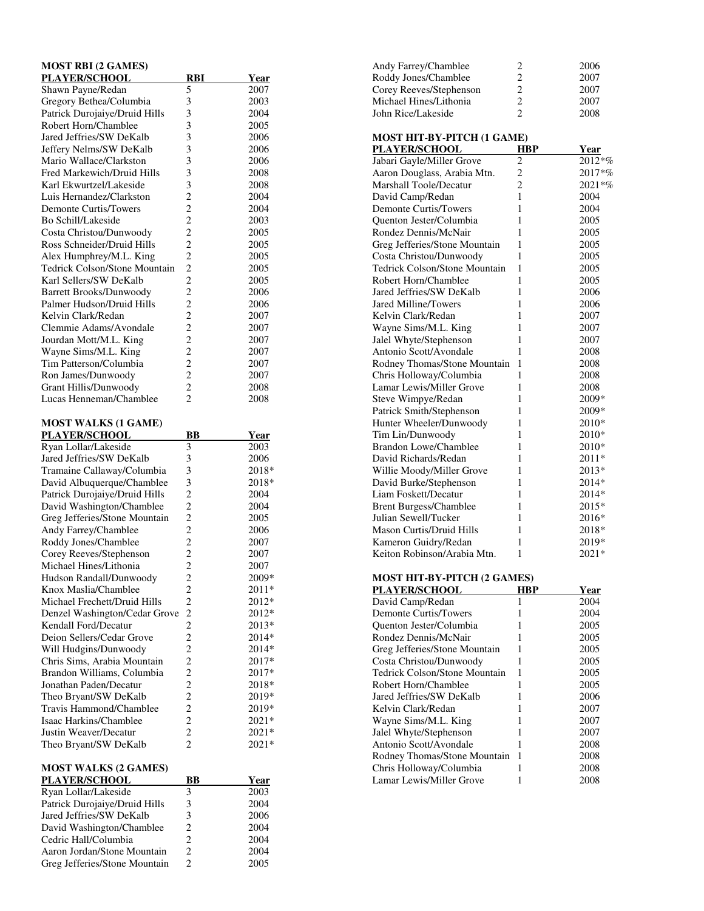**MOST RBI (2 GAMES)**

| PLAYER/SCHOOL | RBI | Year |
|---|---|---|
| Shawn Payne/Redan | 5 | 2007 |
| Gregory Bethea/Columbia | 3 | 2003 |
| Patrick Durojaiye/Druid Hills | 3 | 2004 |
| Robert Horn/Chamblee | 3 | 2005 |
| Jared Jeffries/SW DeKalb | 3 | 2006 |
| Jeffery Nelms/SW DeKalb | 3 | 2006 |
| Mario Wallace/Clarkston | 3 | 2006 |
| Fred Markewich/Druid Hills | 3 | 2008 |
| Karl Ekwurtzel/Lakeside | 3 | 2008 |
| Luis Hernandez/Clarkston | 2 | 2004 |
| Demonte Curtis/Towers | 2 | 2004 |
| Bo Schill/Lakeside | 2 | 2003 |
| Costa Christou/Dunwoody | 2 | 2005 |
| Ross Schneider/Druid Hills | 2 | 2005 |
| Alex Humphrey/M.L. King | 2 | 2005 |
| Tedrick Colson/Stone Mountain | 2 | 2005 |
| Karl Sellers/SW DeKalb | 2 | 2005 |
| Barrett Brooks/Dunwoody | 2 | 2006 |
| Palmer Hudson/Druid Hills | 2 | 2006 |
| Kelvin Clark/Redan | 2 | 2007 |
| Clemmie Adams/Avondale | 2 | 2007 |
| Jourdan Mott/M.L. King | 2 | 2007 |
| Wayne Sims/M.L. King | 2 | 2007 |
| Tim Patterson/Columbia | 2 | 2007 |
| Ron James/Dunwoody | 2 | 2007 |
| Grant Hillis/Dunwoody | 2 | 2008 |
| Lucas Henneman/Chamblee | 2 | 2008 |

**MOST WALKS (1 GAME)**

| PLAYER/SCHOOL | BB | Year |
|---|---|---|
| Ryan Lollar/Lakeside | 3 | 2003 |
| Jared Jeffries/SW DeKalb | 3 | 2006 |
| Tramaine Callaway/Columbia | 3 | 2018* |
| David Albuquerque/Chamblee | 3 | 2018* |
| Patrick Durojaiye/Druid Hills | 2 | 2004 |
| David Washington/Chamblee | 2 | 2004 |
| Greg Jefferies/Stone Mountain | 2 | 2005 |
| Andy Farrey/Chamblee | 2 | 2006 |
| Roddy Jones/Chamblee | 2 | 2007 |
| Corey Reeves/Stephenson | 2 | 2007 |
| Michael Hines/Lithonia | 2 | 2007 |
| Hudson Randall/Dunwoody | 2 | 2009* |
| Knox Maslia/Chamblee | 2 | 2011* |
| Michael Frechett/Druid Hills | 2 | 2012* |
| Denzel Washington/Cedar Grove | 2 | 2012* |
| Kendall Ford/Decatur | 2 | 2013* |
| Deion Sellers/Cedar Grove | 2 | 2014* |
| Will Hudgins/Dunwoody | 2 | 2014* |
| Chris Sims, Arabia Mountain | 2 | 2017* |
| Brandon Williams, Columbia | 2 | 2017* |
| Jonathan Paden/Decatur | 2 | 2018* |
| Theo Bryant/SW DeKalb | 2 | 2019* |
| Travis Hammond/Chamblee | 2 | 2019* |
| Isaac Harkins/Chamblee | 2 | 2021* |
| Justin Weaver/Decatur | 2 | 2021* |
| Theo Bryant/SW DeKalb | 2 | 2021* |

**MOST WALKS (2 GAMES)**

| PLAYER/SCHOOL | BB | Year |
|---|---|---|
| Ryan Lollar/Lakeside | 3 | 2003 |
| Patrick Durojaiye/Druid Hills | 3 | 2004 |
| Jared Jeffries/SW DeKalb | 3 | 2006 |
| David Washington/Chamblee | 2 | 2004 |
| Cedric Hall/Columbia | 2 | 2004 |
| Aaron Jordan/Stone Mountain | 2 | 2004 |
| Greg Jefferies/Stone Mountain | 2 | 2005 |
| Andy Farrey/Chamblee | 2 | 2006 |
| Roddy Jones/Chamblee | 2 | 2007 |
| Corey Reeves/Stephenson | 2 | 2007 |
| Michael Hines/Lithonia | 2 | 2007 |
| John Rice/Lakeside | 2 | 2008 |

**MOST HIT-BY-PITCH (1 GAME)**

| PLAYER/SCHOOL | HBP | Year |
|---|---|---|
| Jabari Gayle/Miller Grove | 2 | 2012*% |
| Aaron Douglass, Arabia Mtn. | 2 | 2017*% |
| Marshall Toole/Decatur | 2 | 2021*% |
| David Camp/Redan | 1 | 2004 |
| Demonte Curtis/Towers | 1 | 2004 |
| Quenton Jester/Columbia | 1 | 2005 |
| Rondez Dennis/McNair | 1 | 2005 |
| Greg Jefferies/Stone Mountain | 1 | 2005 |
| Costa Christou/Dunwoody | 1 | 2005 |
| Tedrick Colson/Stone Mountain | 1 | 2005 |
| Robert Horn/Chamblee | 1 | 2005 |
| Jared Jeffries/SW DeKalb | 1 | 2006 |
| Jared Milline/Towers | 1 | 2006 |
| Kelvin Clark/Redan | 1 | 2007 |
| Wayne Sims/M.L. King | 1 | 2007 |
| Jalel Whyte/Stephenson | 1 | 2007 |
| Antonio Scott/Avondale | 1 | 2008 |
| Rodney Thomas/Stone Mountain | 1 | 2008 |
| Chris Holloway/Columbia | 1 | 2008 |
| Lamar Lewis/Miller Grove | 1 | 2008 |
| Steve Wimpye/Redan | 1 | 2009* |
| Patrick Smith/Stephenson | 1 | 2009* |
| Hunter Wheeler/Dunwoody | 1 | 2010* |
| Tim Lin/Dunwoody | 1 | 2010* |
| Brandon Lowe/Chamblee | 1 | 2010* |
| David Richards/Redan | 1 | 2011* |
| Willie Moody/Miller Grove | 1 | 2013* |
| David Burke/Stephenson | 1 | 2014* |
| Liam Foskett/Decatur | 1 | 2014* |
| Brent Burgess/Chamblee | 1 | 2015* |
| Julian Sewell/Tucker | 1 | 2016* |
| Mason Curtis/Druid Hills | 1 | 2018* |
| Kameron Guidry/Redan | 1 | 2019* |
| Keiton Robinson/Arabia Mtn. | 1 | 2021* |

**MOST HIT-BY-PITCH (2 GAMES)**

| PLAYER/SCHOOL | HBP | Year |
|---|---|---|
| David Camp/Redan | 1 | 2004 |
| Demonte Curtis/Towers | 1 | 2004 |
| Quenton Jester/Columbia | 1 | 2005 |
| Rondez Dennis/McNair | 1 | 2005 |
| Greg Jefferies/Stone Mountain | 1 | 2005 |
| Costa Christou/Dunwoody | 1 | 2005 |
| Tedrick Colson/Stone Mountain | 1 | 2005 |
| Robert Horn/Chamblee | 1 | 2005 |
| Jared Jeffries/SW DeKalb | 1 | 2006 |
| Kelvin Clark/Redan | 1 | 2007 |
| Wayne Sims/M.L. King | 1 | 2007 |
| Jalel Whyte/Stephenson | 1 | 2007 |
| Antonio Scott/Avondale | 1 | 2008 |
| Rodney Thomas/Stone Mountain | 1 | 2008 |
| Chris Holloway/Columbia | 1 | 2008 |
| Lamar Lewis/Miller Grove | 1 | 2008 |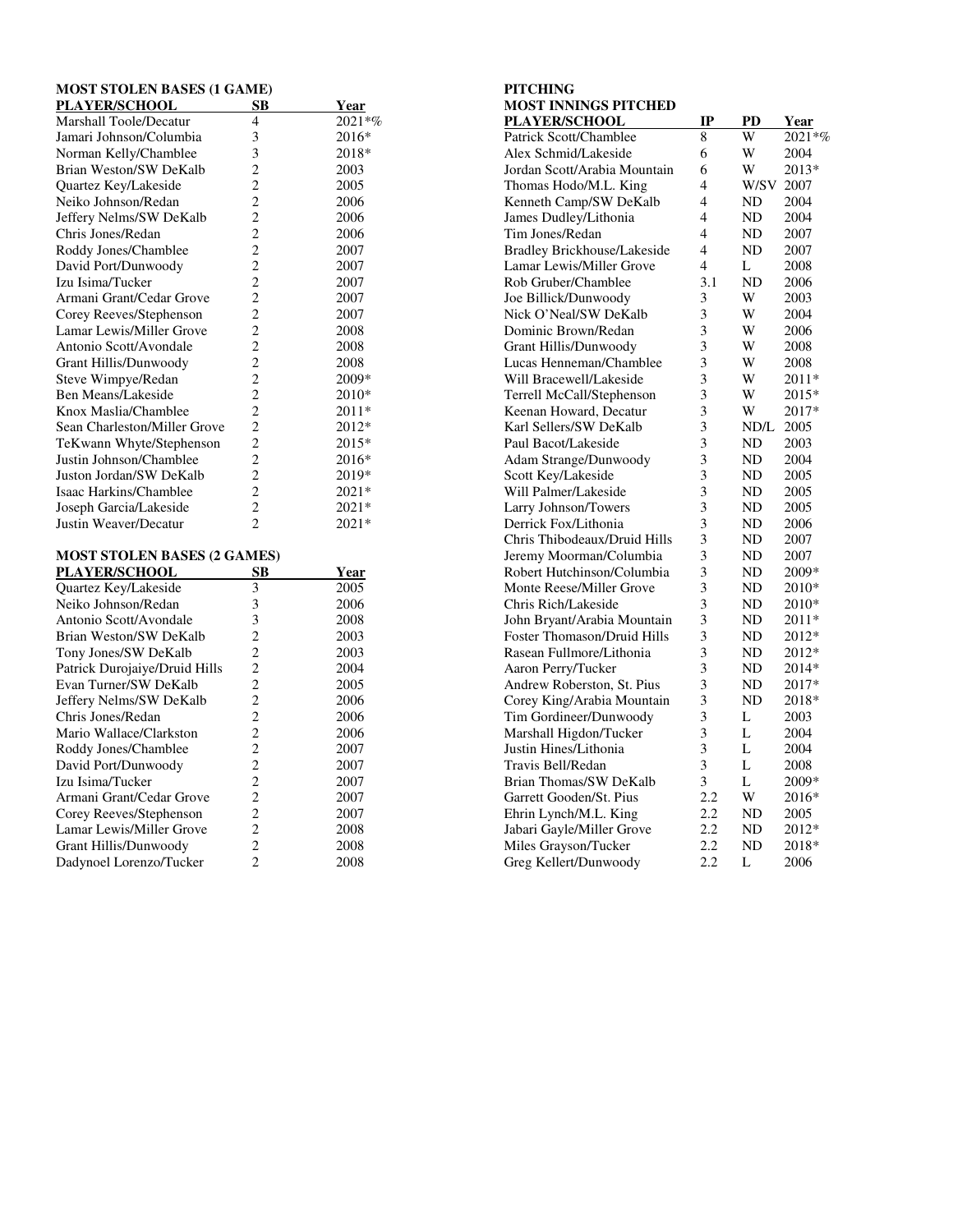**MOST STOLEN BASES (1 GAME)**

| PLAYER/SCHOOL | SB | Year |
|---|---|---|
| Marshall Toole/Decatur | 4 | 2021*% |
| Jamari Johnson/Columbia | 3 | 2016* |
| Norman Kelly/Chamblee | 3 | 2018* |
| Brian Weston/SW DeKalb | 2 | 2003 |
| Quartez Key/Lakeside | 2 | 2005 |
| Neiko Johnson/Redan | 2 | 2006 |
| Jeffery Nelms/SW DeKalb | 2 | 2006 |
| Chris Jones/Redan | 2 | 2006 |
| Roddy Jones/Chamblee | 2 | 2007 |
| David Port/Dunwoody | 2 | 2007 |
| Izu Isima/Tucker | 2 | 2007 |
| Armani Grant/Cedar Grove | 2 | 2007 |
| Corey Reeves/Stephenson | 2 | 2007 |
| Lamar Lewis/Miller Grove | 2 | 2008 |
| Antonio Scott/Avondale | 2 | 2008 |
| Grant Hillis/Dunwoody | 2 | 2008 |
| Steve Wimpye/Redan | 2 | 2009* |
| Ben Means/Lakeside | 2 | 2010* |
| Knox Maslia/Chamblee | 2 | 2011* |
| Sean Charleston/Miller Grove | 2 | 2012* |
| TeKwann Whyte/Stephenson | 2 | 2015* |
| Justin Johnson/Chamblee | 2 | 2016* |
| Juston Jordan/SW DeKalb | 2 | 2019* |
| Isaac Harkins/Chamblee | 2 | 2021* |
| Joseph Garcia/Lakeside | 2 | 2021* |
| Justin Weaver/Decatur | 2 | 2021* |

**MOST STOLEN BASES (2 GAMES)**

| PLAYER/SCHOOL | SB | Year |
|---|---|---|
| Quartez Key/Lakeside | 3 | 2005 |
| Neiko Johnson/Redan | 3 | 2006 |
| Antonio Scott/Avondale | 3 | 2008 |
| Brian Weston/SW DeKalb | 2 | 2003 |
| Tony Jones/SW DeKalb | 2 | 2003 |
| Patrick Durojaiye/Druid Hills | 2 | 2004 |
| Evan Turner/SW DeKalb | 2 | 2005 |
| Jeffery Nelms/SW DeKalb | 2 | 2006 |
| Chris Jones/Redan | 2 | 2006 |
| Mario Wallace/Clarkston | 2 | 2006 |
| Roddy Jones/Chamblee | 2 | 2007 |
| David Port/Dunwoody | 2 | 2007 |
| Izu Isima/Tucker | 2 | 2007 |
| Armani Grant/Cedar Grove | 2 | 2007 |
| Corey Reeves/Stephenson | 2 | 2007 |
| Lamar Lewis/Miller Grove | 2 | 2008 |
| Grant Hillis/Dunwoody | 2 | 2008 |
| Dadynoel Lorenzo/Tucker | 2 | 2008 |

**PITCHING**

**MOST INNINGS PITCHED**

| PLAYER/SCHOOL | IP | PD | Year |
|---|---|---|---|
| Patrick Scott/Chamblee | 8 | W | 2021*% |
| Alex Schmid/Lakeside | 6 | W | 2004 |
| Jordan Scott/Arabia Mountain | 6 | W | 2013* |
| Thomas Hodo/M.L. King | 4 | W/SV | 2007 |
| Kenneth Camp/SW DeKalb | 4 | ND | 2004 |
| James Dudley/Lithonia | 4 | ND | 2004 |
| Tim Jones/Redan | 4 | ND | 2007 |
| Bradley Brickhouse/Lakeside | 4 | ND | 2007 |
| Lamar Lewis/Miller Grove | 4 | L | 2008 |
| Rob Gruber/Chamblee | 3.1 | ND | 2006 |
| Joe Billick/Dunwoody | 3 | W | 2003 |
| Nick O'Neal/SW DeKalb | 3 | W | 2004 |
| Dominic Brown/Redan | 3 | W | 2006 |
| Grant Hillis/Dunwoody | 3 | W | 2008 |
| Lucas Henneman/Chamblee | 3 | W | 2008 |
| Will Bracewell/Lakeside | 3 | W | 2011* |
| Terrell McCall/Stephenson | 3 | W | 2015* |
| Keenan Howard, Decatur | 3 | W | 2017* |
| Karl Sellers/SW DeKalb | 3 | ND/L | 2005 |
| Paul Bacot/Lakeside | 3 | ND | 2003 |
| Adam Strange/Dunwoody | 3 | ND | 2004 |
| Scott Key/Lakeside | 3 | ND | 2005 |
| Will Palmer/Lakeside | 3 | ND | 2005 |
| Larry Johnson/Towers | 3 | ND | 2005 |
| Derrick Fox/Lithonia | 3 | ND | 2006 |
| Chris Thibodeaux/Druid Hills | 3 | ND | 2007 |
| Jeremy Moorman/Columbia | 3 | ND | 2007 |
| Robert Hutchinson/Columbia | 3 | ND | 2009* |
| Monte Reese/Miller Grove | 3 | ND | 2010* |
| Chris Rich/Lakeside | 3 | ND | 2010* |
| John Bryant/Arabia Mountain | 3 | ND | 2011* |
| Foster Thomason/Druid Hills | 3 | ND | 2012* |
| Rasean Fullmore/Lithonia | 3 | ND | 2012* |
| Aaron Perry/Tucker | 3 | ND | 2014* |
| Andrew Roberston, St. Pius | 3 | ND | 2017* |
| Corey King/Arabia Mountain | 3 | ND | 2018* |
| Tim Gordineer/Dunwoody | 3 | L | 2003 |
| Marshall Higdon/Tucker | 3 | L | 2004 |
| Justin Hines/Lithonia | 3 | L | 2004 |
| Travis Bell/Redan | 3 | L | 2008 |
| Brian Thomas/SW DeKalb | 3 | L | 2009* |
| Garrett Gooden/St. Pius | 2.2 | W | 2016* |
| Ehrin Lynch/M.L. King | 2.2 | ND | 2005 |
| Jabari Gayle/Miller Grove | 2.2 | ND | 2012* |
| Miles Grayson/Tucker | 2.2 | ND | 2018* |
| Greg Kellert/Dunwoody | 2.2 | L | 2006 |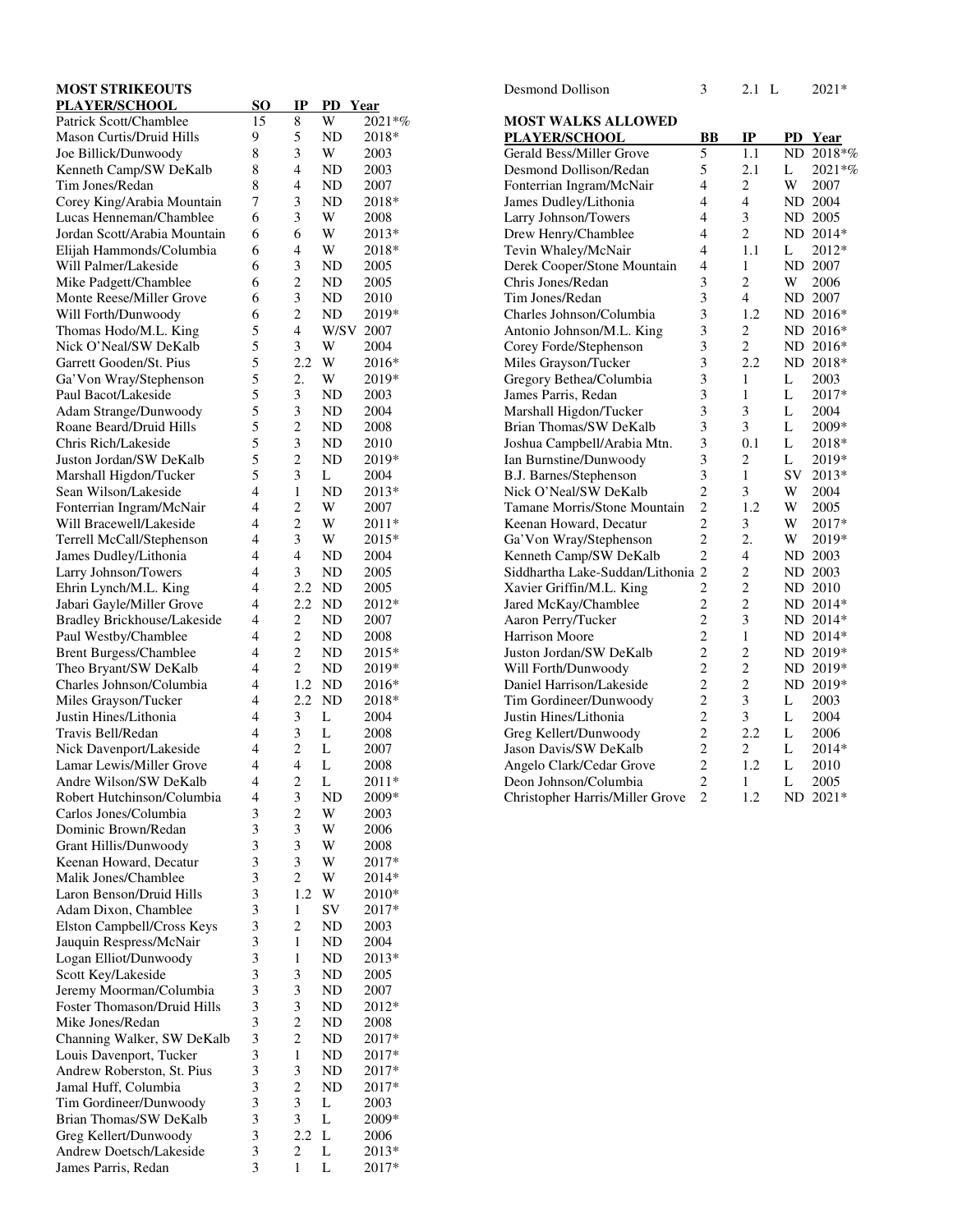**MOST STRIKEOUTS**

| PLAYER/SCHOOL | SO | IP | PD | Year |
|---|---|---|---|---|
| Patrick Scott/Chamblee | 15 | 8 | W | 2021*% |
| Mason Curtis/Druid Hills | 9 | 5 | ND | 2018* |
| Joe Billick/Dunwoody | 8 | 3 | W | 2003 |
| Kenneth Camp/SW DeKalb | 8 | 4 | ND | 2003 |
| Tim Jones/Redan | 8 | 4 | ND | 2007 |
| Corey King/Arabia Mountain | 7 | 3 | ND | 2018* |
| Lucas Henneman/Chamblee | 6 | 3 | W | 2008 |
| Jordan Scott/Arabia Mountain | 6 | 6 | W | 2013* |
| Elijah Hammonds/Columbia | 6 | 4 | W | 2018* |
| Will Palmer/Lakeside | 6 | 3 | ND | 2005 |
| Mike Padgett/Chamblee | 6 | 2 | ND | 2005 |
| Monte Reese/Miller Grove | 6 | 3 | ND | 2010 |
| Will Forth/Dunwoody | 6 | 2 | ND | 2019* |
| Thomas Hodo/M.L. King | 5 | 4 | W/SV | 2007 |
| Nick O'Neal/SW DeKalb | 5 | 3 | W | 2004 |
| Garrett Gooden/St. Pius | 5 | 2.2 | W | 2016* |
| Ga'Von Wray/Stephenson | 5 | 2. | W | 2019* |
| Paul Bacot/Lakeside | 5 | 3 | ND | 2003 |
| Adam Strange/Dunwoody | 5 | 3 | ND | 2004 |
| Roane Beard/Druid Hills | 5 | 2 | ND | 2008 |
| Chris Rich/Lakeside | 5 | 3 | ND | 2010 |
| Juston Jordan/SW DeKalb | 5 | 2 | ND | 2019* |
| Marshall Higdon/Tucker | 5 | 3 | L | 2004 |
| Sean Wilson/Lakeside | 4 | 1 | ND | 2013* |
| Fonterrian Ingram/McNair | 4 | 2 | W | 2007 |
| Will Bracewell/Lakeside | 4 | 2 | W | 2011* |
| Terrell McCall/Stephenson | 4 | 3 | W | 2015* |
| James Dudley/Lithonia | 4 | 4 | ND | 2004 |
| Larry Johnson/Towers | 4 | 3 | ND | 2005 |
| Ehrin Lynch/M.L. King | 4 | 2.2 | ND | 2005 |
| Jabari Gayle/Miller Grove | 4 | 2.2 | ND | 2012* |
| Bradley Brickhouse/Lakeside | 4 | 2 | ND | 2007 |
| Paul Westby/Chamblee | 4 | 2 | ND | 2008 |
| Brent Burgess/Chamblee | 4 | 2 | ND | 2015* |
| Theo Bryant/SW DeKalb | 4 | 2 | ND | 2019* |
| Charles Johnson/Columbia | 4 | 1.2 | ND | 2016* |
| Miles Grayson/Tucker | 4 | 2.2 | ND | 2018* |
| Justin Hines/Lithonia | 4 | 3 | L | 2004 |
| Travis Bell/Redan | 4 | 3 | L | 2008 |
| Nick Davenport/Lakeside | 4 | 2 | L | 2007 |
| Lamar Lewis/Miller Grove | 4 | 4 | L | 2008 |
| Andre Wilson/SW DeKalb | 4 | 2 | L | 2011* |
| Robert Hutchinson/Columbia | 4 | 3 | ND | 2009* |
| Carlos Jones/Columbia | 3 | 2 | W | 2003 |
| Dominic Brown/Redan | 3 | 3 | W | 2006 |
| Grant Hillis/Dunwoody | 3 | 3 | W | 2008 |
| Keenan Howard, Decatur | 3 | 3 | W | 2017* |
| Malik Jones/Chamblee | 3 | 2 | W | 2014* |
| Laron Benson/Druid Hills | 3 | 1.2 | W | 2010* |
| Adam Dixon, Chamblee | 3 | 1 | SV | 2017* |
| Elston Campbell/Cross Keys | 3 | 2 | ND | 2003 |
| Jauquin Respress/McNair | 3 | 1 | ND | 2004 |
| Logan Elliot/Dunwoody | 3 | 1 | ND | 2013* |
| Scott Key/Lakeside | 3 | 3 | ND | 2005 |
| Jeremy Moorman/Columbia | 3 | 3 | ND | 2007 |
| Foster Thomason/Druid Hills | 3 | 3 | ND | 2012* |
| Mike Jones/Redan | 3 | 2 | ND | 2008 |
| Channing Walker, SW DeKalb | 3 | 2 | ND | 2017* |
| Louis Davenport, Tucker | 3 | 1 | ND | 2017* |
| Andrew Roberston, St. Pius | 3 | 3 | ND | 2017* |
| Jamal Huff, Columbia | 3 | 2 | ND | 2017* |
| Tim Gordineer/Dunwoody | 3 | 3 | L | 2003 |
| Brian Thomas/SW DeKalb | 3 | 3 | L | 2009* |
| Greg Kellert/Dunwoody | 3 | 2.2 | L | 2006 |
| Andrew Doetsch/Lakeside | 3 | 2 | L | 2013* |
| James Parris, Redan | 3 | 1 | L | 2017* |
| Desmond Dollison | 3 | 2.1 | L | 2021* |

**MOST WALKS ALLOWED**

| PLAYER/SCHOOL | BB | IP | PD | Year |
|---|---|---|---|---|
| Gerald Bess/Miller Grove | 5 | 1.1 | ND | 2018*% |
| Desmond Dollison/Redan | 5 | 2.1 | L | 2021*% |
| Fonterrian Ingram/McNair | 4 | 2 | W | 2007 |
| James Dudley/Lithonia | 4 | 4 | ND | 2004 |
| Larry Johnson/Towers | 4 | 3 | ND | 2005 |
| Drew Henry/Chamblee | 4 | 2 | ND | 2014* |
| Tevin Whaley/McNair | 4 | 1.1 | L | 2012* |
| Derek Cooper/Stone Mountain | 4 | 1 | ND | 2007 |
| Chris Jones/Redan | 3 | 2 | W | 2006 |
| Tim Jones/Redan | 3 | 4 | ND | 2007 |
| Charles Johnson/Columbia | 3 | 1.2 | ND | 2016* |
| Antonio Johnson/M.L. King | 3 | 2 | ND | 2016* |
| Corey Forde/Stephenson | 3 | 2 | ND | 2016* |
| Miles Grayson/Tucker | 3 | 2.2 | ND | 2018* |
| Gregory Bethea/Columbia | 3 | 1 | L | 2003 |
| James Parris, Redan | 3 | 1 | L | 2017* |
| Marshall Higdon/Tucker | 3 | 3 | L | 2004 |
| Brian Thomas/SW DeKalb | 3 | 3 | L | 2009* |
| Joshua Campbell/Arabia Mtn. | 3 | 0.1 | L | 2018* |
| Ian Burnstine/Dunwoody | 3 | 2 | L | 2019* |
| B.J. Barnes/Stephenson | 3 | 1 | SV | 2013* |
| Nick O'Neal/SW DeKalb | 2 | 3 | W | 2004 |
| Tamane Morris/Stone Mountain | 2 | 1.2 | W | 2005 |
| Keenan Howard, Decatur | 2 | 3 | W | 2017* |
| Ga'Von Wray/Stephenson | 2 | 2. | W | 2019* |
| Kenneth Camp/SW DeKalb | 2 | 4 | ND | 2003 |
| Siddhartha Lake-Suddan/Lithonia | 2 | 2 | ND | 2003 |
| Xavier Griffin/M.L. King | 2 | 2 | ND | 2010 |
| Jared McKay/Chamblee | 2 | 2 | ND | 2014* |
| Aaron Perry/Tucker | 2 | 3 | ND | 2014* |
| Harrison Moore | 2 | 1 | ND | 2014* |
| Juston Jordan/SW DeKalb | 2 | 2 | ND | 2019* |
| Will Forth/Dunwoody | 2 | 2 | ND | 2019* |
| Daniel Harrison/Lakeside | 2 | 2 | ND | 2019* |
| Tim Gordineer/Dunwoody | 2 | 3 | L | 2003 |
| Justin Hines/Lithonia | 2 | 3 | L | 2004 |
| Greg Kellert/Dunwoody | 2 | 2.2 | L | 2006 |
| Jason Davis/SW DeKalb | 2 | 2 | L | 2014* |
| Angelo Clark/Cedar Grove | 2 | 1.2 | L | 2010 |
| Deon Johnson/Columbia | 2 | 1 | L | 2005 |
| Christopher Harris/Miller Grove | 2 | 1.2 | ND | 2021* |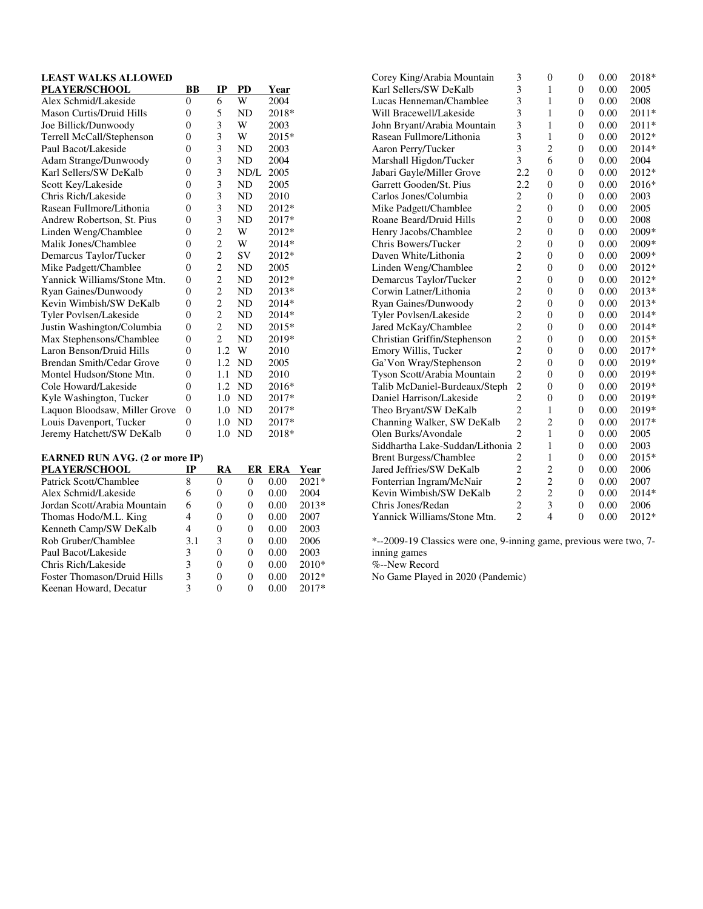**LEAST WALKS ALLOWED**

| PLAYER/SCHOOL | BB | IP | PD | Year |
|---|---|---|---|---|
| Alex Schmid/Lakeside | 0 | 6 | W | 2004 |
| Mason Curtis/Druid Hills | 0 | 5 | ND | 2018* |
| Joe Billick/Dunwoody | 0 | 3 | W | 2003 |
| Terrell McCall/Stephenson | 0 | 3 | W | 2015* |
| Paul Bacot/Lakeside | 0 | 3 | ND | 2003 |
| Adam Strange/Dunwoody | 0 | 3 | ND | 2004 |
| Karl Sellers/SW DeKalb | 0 | 3 | ND/L | 2005 |
| Scott Key/Lakeside | 0 | 3 | ND | 2005 |
| Chris Rich/Lakeside | 0 | 3 | ND | 2010 |
| Rasean Fullmore/Lithonia | 0 | 3 | ND | 2012* |
| Andrew Robertson, St. Pius | 0 | 3 | ND | 2017* |
| Linden Weng/Chamblee | 0 | 2 | W | 2012* |
| Malik Jones/Chamblee | 0 | 2 | W | 2014* |
| Demarcus Taylor/Tucker | 0 | 2 | SV | 2012* |
| Mike Padgett/Chamblee | 0 | 2 | ND | 2005 |
| Yannick Williams/Stone Mtn. | 0 | 2 | ND | 2012* |
| Ryan Gaines/Dunwoody | 0 | 2 | ND | 2013* |
| Kevin Wimbish/SW DeKalb | 0 | 2 | ND | 2014* |
| Tyler Povlsen/Lakeside | 0 | 2 | ND | 2014* |
| Justin Washington/Columbia | 0 | 2 | ND | 2015* |
| Max Stephensons/Chamblee | 0 | 2 | ND | 2019* |
| Laron Benson/Druid Hills | 0 | 1.2 | W | 2010 |
| Brendan Smith/Cedar Grove | 0 | 1.2 | ND | 2005 |
| Montel Hudson/Stone Mtn. | 0 | 1.1 | ND | 2010 |
| Cole Howard/Lakeside | 0 | 1.2 | ND | 2016* |
| Kyle Washington, Tucker | 0 | 1.0 | ND | 2017* |
| Laquon Bloodsaw, Miller Grove | 0 | 1.0 | ND | 2017* |
| Louis Davenport, Tucker | 0 | 1.0 | ND | 2017* |
| Jeremy Hatchett/SW DeKalb | 0 | 1.0 | ND | 2018* |

**EARNED RUN AVG. (2 or more IP)**

| PLAYER/SCHOOL | IP | RA | ER | ERA | Year |
|---|---|---|---|---|---|
| Patrick Scott/Chamblee | 8 | 0 | 0 | 0.00 | 2021* |
| Alex Schmid/Lakeside | 6 | 0 | 0 | 0.00 | 2004 |
| Jordan Scott/Arabia Mountain | 6 | 0 | 0 | 0.00 | 2013* |
| Thomas Hodo/M.L. King | 4 | 0 | 0 | 0.00 | 2007 |
| Kenneth Camp/SW DeKalb | 4 | 0 | 0 | 0.00 | 2003 |
| Rob Gruber/Chamblee | 3.1 | 3 | 0 | 0.00 | 2006 |
| Paul Bacot/Lakeside | 3 | 0 | 0 | 0.00 | 2003 |
| Chris Rich/Lakeside | 3 | 0 | 0 | 0.00 | 2010* |
| Foster Thomason/Druid Hills | 3 | 0 | 0 | 0.00 | 2012* |
| Keenan Howard, Decatur | 3 | 0 | 0 | 0.00 | 2017* |
| Corey King/Arabia Mountain | 3 | 0 | 0 | 0.00 | 2018* |
| Karl Sellers/SW DeKalb | 3 | 1 | 0 | 0.00 | 2005 |
| Lucas Henneman/Chamblee | 3 | 1 | 0 | 0.00 | 2008 |
| Will Bracewell/Lakeside | 3 | 1 | 0 | 0.00 | 2011* |
| John Bryant/Arabia Mountain | 3 | 1 | 0 | 0.00 | 2011* |
| Rasean Fullmore/Lithonia | 3 | 1 | 0 | 0.00 | 2012* |
| Aaron Perry/Tucker | 3 | 2 | 0 | 0.00 | 2014* |
| Marshall Higdon/Tucker | 3 | 6 | 0 | 0.00 | 2004 |
| Jabari Gayle/Miller Grove | 2.2 | 0 | 0 | 0.00 | 2012* |
| Garrett Gooden/St. Pius | 2.2 | 0 | 0 | 0.00 | 2016* |
| Carlos Jones/Columbia | 2 | 0 | 0 | 0.00 | 2003 |
| Mike Padgett/Chamblee | 2 | 0 | 0 | 0.00 | 2005 |
| Roane Beard/Druid Hills | 2 | 0 | 0 | 0.00 | 2008 |
| Henry Jacobs/Chamblee | 2 | 0 | 0 | 0.00 | 2009* |
| Chris Bowers/Tucker | 2 | 0 | 0 | 0.00 | 2009* |
| Daven White/Lithonia | 2 | 0 | 0 | 0.00 | 2009* |
| Linden Weng/Chamblee | 2 | 0 | 0 | 0.00 | 2012* |
| Demarcus Taylor/Tucker | 2 | 0 | 0 | 0.00 | 2012* |
| Corwin Latner/Lithonia | 2 | 0 | 0 | 0.00 | 2013* |
| Ryan Gaines/Dunwoody | 2 | 0 | 0 | 0.00 | 2013* |
| Tyler Povlsen/Lakeside | 2 | 0 | 0 | 0.00 | 2014* |
| Jared McKay/Chamblee | 2 | 0 | 0 | 0.00 | 2014* |
| Christian Griffin/Stephenson | 2 | 0 | 0 | 0.00 | 2015* |
| Emory Willis, Tucker | 2 | 0 | 0 | 0.00 | 2017* |
| Ga'Von Wray/Stephenson | 2 | 0 | 0 | 0.00 | 2019* |
| Tyson Scott/Arabia Mountain | 2 | 0 | 0 | 0.00 | 2019* |
| Talib McDaniel-Burdeaux/Steph | 2 | 0 | 0 | 0.00 | 2019* |
| Daniel Harrison/Lakeside | 2 | 0 | 0 | 0.00 | 2019* |
| Theo Bryant/SW DeKalb | 2 | 1 | 0 | 0.00 | 2019* |
| Channing Walker, SW DeKalb | 2 | 2 | 0 | 0.00 | 2017* |
| Olen Burks/Avondale | 2 | 1 | 0 | 0.00 | 2005 |
| Siddhartha Lake-Suddan/Lithonia | 2 | 1 | 0 | 0.00 | 2003 |
| Brent Burgess/Chamblee | 2 | 1 | 0 | 0.00 | 2015* |
| Jared Jeffries/SW DeKalb | 2 | 2 | 0 | 0.00 | 2006 |
| Fonterrian Ingram/McNair | 2 | 2 | 0 | 0.00 | 2007 |
| Kevin Wimbish/SW DeKalb | 2 | 2 | 0 | 0.00 | 2014* |
| Chris Jones/Redan | 2 | 3 | 0 | 0.00 | 2006 |
| Yannick Williams/Stone Mtn. | 2 | 4 | 0 | 0.00 | 2012* |

*--2009-19 Classics were one, 9-inning game, previous were two, 7-inning games

%--New Record

No Game Played in 2020 (Pandemic)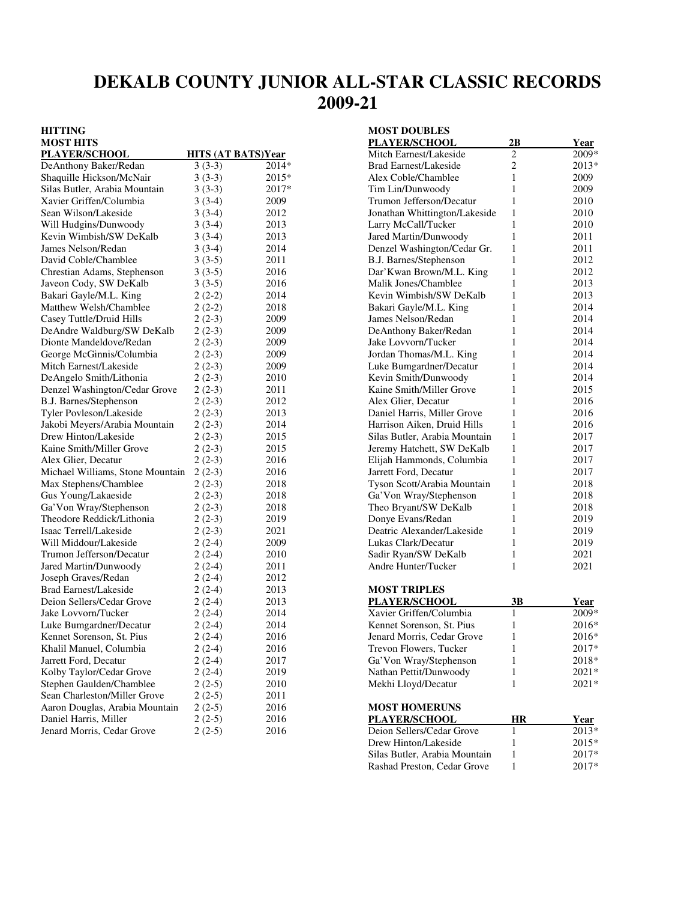# DEKALB COUNTY JUNIOR ALL-STAR CLASSIC RECORDS 2009-21

## HITTING

### MOST HITS

| PLAYER/SCHOOL | HITS (AT BATS) | Year |
|---|---|---|
| DeAnthony Baker/Redan | 3 (3-3) | 2014* |
| Shaquille Hickson/McNair | 3 (3-3) | 2015* |
| Silas Butler, Arabia Mountain | 3 (3-3) | 2017* |
| Xavier Griffen/Columbia | 3 (3-4) | 2009 |
| Sean Wilson/Lakeside | 3 (3-4) | 2012 |
| Will Hudgins/Dunwoody | 3 (3-4) | 2013 |
| Kevin Wimbish/SW DeKalb | 3 (3-4) | 2013 |
| James Nelson/Redan | 3 (3-4) | 2014 |
| David Coble/Chamblee | 3 (3-5) | 2011 |
| Chrestian Adams, Stephenson | 3 (3-5) | 2016 |
| Javeon Cody, SW DeKalb | 3 (3-5) | 2016 |
| Bakari Gayle/M.L. King | 2 (2-2) | 2014 |
| Matthew Welsh/Chamblee | 2 (2-2) | 2018 |
| Casey Tuttle/Druid Hills | 2 (2-3) | 2009 |
| DeAndre Waldburg/SW DeKalb | 2 (2-3) | 2009 |
| Dionte Mandeldove/Redan | 2 (2-3) | 2009 |
| George McGinnis/Columbia | 2 (2-3) | 2009 |
| Mitch Earnest/Lakeside | 2 (2-3) | 2009 |
| DeAngelo Smith/Lithonia | 2 (2-3) | 2010 |
| Denzel Washington/Cedar Grove | 2 (2-3) | 2011 |
| B.J. Barnes/Stephenson | 2 (2-3) | 2012 |
| Tyler Povleson/Lakeside | 2 (2-3) | 2013 |
| Jakobi Meyers/Arabia Mountain | 2 (2-3) | 2014 |
| Drew Hinton/Lakeside | 2 (2-3) | 2015 |
| Kaine Smith/Miller Grove | 2 (2-3) | 2015 |
| Alex Glier, Decatur | 2 (2-3) | 2016 |
| Michael Williams, Stone Mountain | 2 (2-3) | 2016 |
| Max Stephens/Chamblee | 2 (2-3) | 2018 |
| Gus Young/Lakaeside | 2 (2-3) | 2018 |
| Ga'Von Wray/Stephenson | 2 (2-3) | 2018 |
| Theodore Reddick/Lithonia | 2 (2-3) | 2019 |
| Isaac Terrell/Lakeside | 2 (2-3) | 2021 |
| Will Middour/Lakeside | 2 (2-4) | 2009 |
| Trumon Jefferson/Decatur | 2 (2-4) | 2010 |
| Jared Martin/Dunwoody | 2 (2-4) | 2011 |
| Joseph Graves/Redan | 2 (2-4) | 2012 |
| Brad Earnest/Lakeside | 2 (2-4) | 2013 |
| Deion Sellers/Cedar Grove | 2 (2-4) | 2013 |
| Jake Lovvorn/Tucker | 2 (2-4) | 2014 |
| Luke Bumgardner/Decatur | 2 (2-4) | 2014 |
| Kennet Sorenson, St. Pius | 2 (2-4) | 2016 |
| Khalil Manuel, Columbia | 2 (2-4) | 2016 |
| Jarrett Ford, Decatur | 2 (2-4) | 2017 |
| Kolby Taylor/Cedar Grove | 2 (2-4) | 2019 |
| Stephen Gaulden/Chamblee | 2 (2-5) | 2010 |
| Sean Charleston/Miller Grove | 2 (2-5) | 2011 |
| Aaron Douglas, Arabia Mountain | 2 (2-5) | 2016 |
| Daniel Harris, Miller | 2 (2-5) | 2016 |
| Jenard Morris, Cedar Grove | 2 (2-5) | 2016 |

### MOST DOUBLES

| PLAYER/SCHOOL | 2B | Year |
|---|---|---|
| Mitch Earnest/Lakeside | 2 | 2009* |
| Brad Earnest/Lakeside | 2 | 2013* |
| Alex Coble/Chamblee | 1 | 2009 |
| Tim Lin/Dunwoody | 1 | 2009 |
| Trumon Jefferson/Decatur | 1 | 2010 |
| Jonathan Whittington/Lakeside | 1 | 2010 |
| Larry McCall/Tucker | 1 | 2010 |
| Jared Martin/Dunwoody | 1 | 2011 |
| Denzel Washington/Cedar Gr. | 1 | 2011 |
| B.J. Barnes/Stephenson | 1 | 2012 |
| Dar'Kwan Brown/M.L. King | 1 | 2012 |
| Malik Jones/Chamblee | 1 | 2013 |
| Kevin Wimbish/SW DeKalb | 1 | 2013 |
| Bakari Gayle/M.L. King | 1 | 2014 |
| James Nelson/Redan | 1 | 2014 |
| DeAnthony Baker/Redan | 1 | 2014 |
| Jake Lovvorn/Tucker | 1 | 2014 |
| Jordan Thomas/M.L. King | 1 | 2014 |
| Luke Bumgardner/Decatur | 1 | 2014 |
| Kevin Smith/Dunwoody | 1 | 2014 |
| Kaine Smith/Miller Grove | 1 | 2015 |
| Alex Glier, Decatur | 1 | 2016 |
| Daniel Harris, Miller Grove | 1 | 2016 |
| Harrison Aiken, Druid Hills | 1 | 2016 |
| Silas Butler, Arabia Mountain | 1 | 2017 |
| Jeremy Hatchett, SW DeKalb | 1 | 2017 |
| Elijah Hammonds, Columbia | 1 | 2017 |
| Jarrett Ford, Decatur | 1 | 2017 |
| Tyson Scott/Arabia Mountain | 1 | 2018 |
| Ga'Von Wray/Stephenson | 1 | 2018 |
| Theo Bryant/SW DeKalb | 1 | 2018 |
| Donye Evans/Redan | 1 | 2019 |
| Deatric Alexander/Lakeside | 1 | 2019 |
| Lukas Clark/Decatur | 1 | 2019 |
| Sadir Ryan/SW DeKalb | 1 | 2021 |
| Andre Hunter/Tucker | 1 | 2021 |

### MOST TRIPLES

| PLAYER/SCHOOL | 3B | Year |
|---|---|---|
| Xavier Griffen/Columbia | 1 | 2009* |
| Kennet Sorenson, St. Pius | 1 | 2016* |
| Jenard Morris, Cedar Grove | 1 | 2016* |
| Trevon Flowers, Tucker | 1 | 2017* |
| Ga'Von Wray/Stephenson | 1 | 2018* |
| Nathan Pettit/Dunwoody | 1 | 2021* |
| Mekhi Lloyd/Decatur | 1 | 2021* |

### MOST HOMERUNS

| PLAYER/SCHOOL | HR | Year |
|---|---|---|
| Deion Sellers/Cedar Grove | 1 | 2013* |
| Drew Hinton/Lakeside | 1 | 2015* |
| Silas Butler, Arabia Mountain | 1 | 2017* |
| Rashad Preston, Cedar Grove | 1 | 2017* |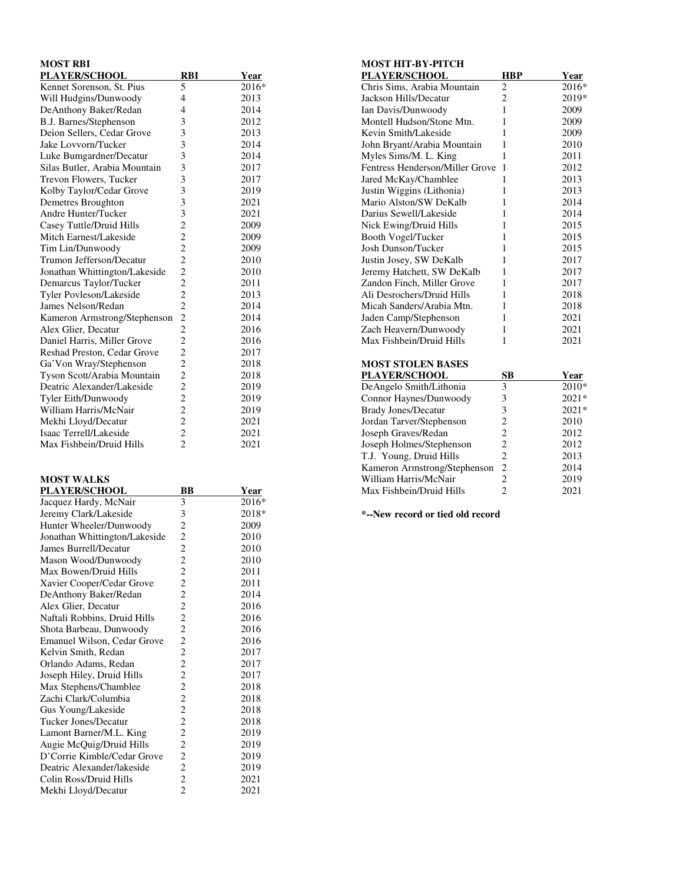## MOST RBI

| PLAYER/SCHOOL | RBI | Year |
|---|---|---|
| Kennet Sorenson, St. Pius | 5 | 2016* |
| Will Hudgins/Dunwoody | 4 | 2013 |
| DeAnthony Baker/Redan | 4 | 2014 |
| B.J. Barnes/Stephenson | 3 | 2012 |
| Deion Sellers, Cedar Grove | 3 | 2013 |
| Jake Lovvorn/Tucker | 3 | 2014 |
| Luke Bumgardner/Decatur | 3 | 2014 |
| Silas Butler, Arabia Mountain | 3 | 2017 |
| Trevon Flowers, Tucker | 3 | 2017 |
| Kolby Taylor/Cedar Grove | 3 | 2019 |
| Demetres Broughton | 3 | 2021 |
| Andre Hunter/Tucker | 3 | 2021 |
| Casey Tuttle/Druid Hills | 2 | 2009 |
| Mitch Earnest/Lakeside | 2 | 2009 |
| Tim Lin/Dunwoody | 2 | 2009 |
| Trumon Jefferson/Decatur | 2 | 2010 |
| Jonathan Whittington/Lakeside | 2 | 2010 |
| Demarcus Taylor/Tucker | 2 | 2011 |
| Tyler Povleson/Lakeside | 2 | 2013 |
| James Nelson/Redan | 2 | 2014 |
| Kameron Armstrong/Stephenson | 2 | 2014 |
| Alex Glier, Decatur | 2 | 2016 |
| Daniel Harris, Miller Grove | 2 | 2016 |
| Reshad Preston, Cedar Grove | 2 | 2017 |
| Ga'Von Wray/Stephenson | 2 | 2018 |
| Tyson Scott/Arabia Mountain | 2 | 2018 |
| Deatric Alexander/Lakeside | 2 | 2019 |
| Tyler Eith/Dunwoody | 2 | 2019 |
| William Harris/McNair | 2 | 2019 |
| Mekhi Lloyd/Decatur | 2 | 2021 |
| Isaac Terrell/Lakeside | 2 | 2021 |
| Max Fishbein/Druid Hills | 2 | 2021 |

## MOST WALKS

| PLAYER/SCHOOL | BB | Year |
|---|---|---|
| Jacquez Hardy, McNair | 3 | 2016* |
| Jeremy Clark/Lakeside | 3 | 2018* |
| Hunter Wheeler/Dunwoody | 2 | 2009 |
| Jonathan Whittington/Lakeside | 2 | 2010 |
| James Burrell/Decatur | 2 | 2010 |
| Mason Wood/Dunwoody | 2 | 2010 |
| Max Bowen/Druid Hills | 2 | 2011 |
| Xavier Cooper/Cedar Grove | 2 | 2011 |
| DeAnthony Baker/Redan | 2 | 2014 |
| Alex Glier, Decatur | 2 | 2016 |
| Naftali Robbins, Druid Hills | 2 | 2016 |
| Shota Barbeau, Dunwoody | 2 | 2016 |
| Emanuel Wilson, Cedar Grove | 2 | 2016 |
| Kelvin Smith, Redan | 2 | 2017 |
| Orlando Adams, Redan | 2 | 2017 |
| Joseph Hiley, Druid Hills | 2 | 2017 |
| Max Stephens/Chamblee | 2 | 2018 |
| Zachi Clark/Columbia | 2 | 2018 |
| Gus Young/Lakeside | 2 | 2018 |
| Tucker Jones/Decatur | 2 | 2018 |
| Lamont Barner/M.L. King | 2 | 2019 |
| Augie McQuig/Druid Hills | 2 | 2019 |
| D'Corrie Kimble/Cedar Grove | 2 | 2019 |
| Deatric Alexander/lakeside | 2 | 2019 |
| Colin Ross/Druid Hills | 2 | 2021 |
| Mekhi Lloyd/Decatur | 2 | 2021 |

## MOST HIT-BY-PITCH

| PLAYER/SCHOOL | HBP | Year |
|---|---|---|
| Chris Sims, Arabia Mountain | 2 | 2016* |
| Jackson Hills/Decatur | 2 | 2019* |
| Ian Davis/Dunwoody | 1 | 2009 |
| Montell Hudson/Stone Mtn. | 1 | 2009 |
| Kevin Smith/Lakeside | 1 | 2009 |
| John Bryant/Arabia Mountain | 1 | 2010 |
| Myles Sims/M. L. King | 1 | 2011 |
| Fentress Henderson/Miller Grove | 1 | 2012 |
| Jared McKay/Chamblee | 1 | 2013 |
| Justin Wiggins (Lithonia) | 1 | 2013 |
| Mario Alston/SW DeKalb | 1 | 2014 |
| Darius Sewell/Lakeside | 1 | 2014 |
| Nick Ewing/Druid Hills | 1 | 2015 |
| Booth Vogel/Tucker | 1 | 2015 |
| Josh Dunson/Tucker | 1 | 2015 |
| Justin Josey, SW DeKalb | 1 | 2017 |
| Jeremy Hatchett, SW DeKalb | 1 | 2017 |
| Zandon Finch, Miller Grove | 1 | 2017 |
| Ali Desrochers/Druid Hills | 1 | 2018 |
| Micah Sanders/Arabia Mtn. | 1 | 2018 |
| Jaden Camp/Stephenson | 1 | 2021 |
| Zach Heavern/Dunwoody | 1 | 2021 |
| Max Fishbein/Druid Hills | 1 | 2021 |

## MOST STOLEN BASES

| PLAYER/SCHOOL | SB | Year |
|---|---|---|
| DeAngelo Smith/Lithonia | 3 | 2010* |
| Connor Haynes/Dunwoody | 3 | 2021* |
| Brady Jones/Decatur | 3 | 2021* |
| Jordan Tarver/Stephenson | 2 | 2010 |
| Joseph Graves/Redan | 2 | 2012 |
| Joseph Holmes/Stephenson | 2 | 2012 |
| T.J. Young, Druid Hills | 2 | 2013 |
| Kameron Armstrong/Stephenson | 2 | 2014 |
| William Harris/McNair | 2 | 2019 |
| Max Fishbein/Druid Hills | 2 | 2021 |

**\*--New record or tied old record**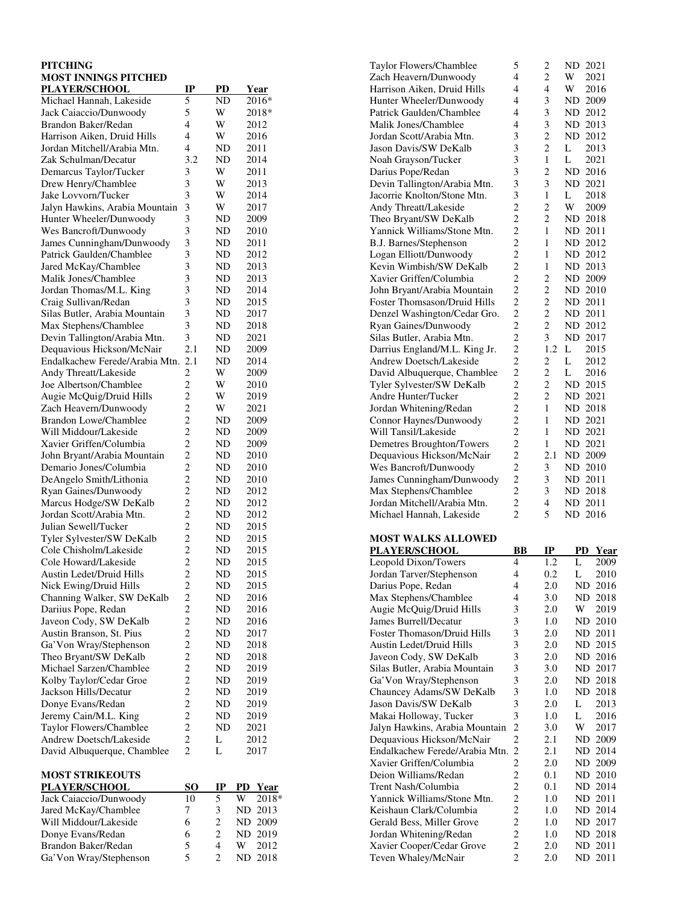## PITCHING

### MOST INNINGS PITCHED

| PLAYER/SCHOOL | IP | PD | Year |
|---|---|---|---|
| Michael Hannah, Lakeside | 5 | ND | 2016* |
| Jack Caiaccio/Dunwoody | 5 | W | 2018* |
| Brandon Baker/Redan | 4 | W | 2012 |
| Harrison Aiken, Druid Hills | 4 | W | 2016 |
| Jordan Mitchell/Arabia Mtn. | 4 | ND | 2011 |
| Zak Schulman/Decatur | 3.2 | ND | 2014 |
| Demarcus Taylor/Tucker | 3 | W | 2011 |
| Drew Henry/Chamblee | 3 | W | 2013 |
| Jake Lovvorn/Tucker | 3 | W | 2014 |
| Jalyn Hawkins, Arabia Mountain | 3 | W | 2017 |
| Hunter Wheeler/Dunwoody | 3 | ND | 2009 |
| Wes Bancroft/Dunwoody | 3 | ND | 2010 |
| James Cunningham/Dunwoody | 3 | ND | 2011 |
| Patrick Gaulden/Chamblee | 3 | ND | 2012 |
| Jared McKay/Chamblee | 3 | ND | 2013 |
| Malik Jones/Chamblee | 3 | ND | 2013 |
| Jordan Thomas/M.L. King | 3 | ND | 2014 |
| Craig Sullivan/Redan | 3 | ND | 2015 |
| Silas Butler, Arabia Mountain | 3 | ND | 2017 |
| Max Stephens/Chamblee | 3 | ND | 2018 |
| Devin Tallington/Arabia Mtn. | 3 | ND | 2021 |
| Dequavious Hickson/McNair | 2.1 | ND | 2009 |
| Endalkachew Ferede/Arabia Mtn. | 2.1 | ND | 2014 |
| Andy Threatt/Lakeside | 2 | W | 2009 |
| Joe Albertson/Chamblee | 2 | W | 2010 |
| Augie McQuig/Druid Hills | 2 | W | 2019 |
| Zach Heavern/Dunwoody | 2 | W | 2021 |
| Brandon Lowe/Chamblee | 2 | ND | 2009 |
| Will Middour/Lakeside | 2 | ND | 2009 |
| Xavier Griffen/Columbia | 2 | ND | 2009 |
| John Bryant/Arabia Mountain | 2 | ND | 2010 |
| Demario Jones/Columbia | 2 | ND | 2010 |
| DeAngelo Smith/Lithonia | 2 | ND | 2010 |
| Ryan Gaines/Dunwoody | 2 | ND | 2012 |
| Marcus Hodge/SW DeKalb | 2 | ND | 2012 |
| Jordan Scott/Arabia Mtn. | 2 | ND | 2012 |
| Julian Sewell/Tucker | 2 | ND | 2015 |
| Tyler Sylvester/SW DeKalb | 2 | ND | 2015 |
| Cole Chisholm/Lakeside | 2 | ND | 2015 |
| Cole Howard/Lakeside | 2 | ND | 2015 |
| Austin Ledet/Druid Hills | 2 | ND | 2015 |
| Nick Ewing/Druid Hills | 2 | ND | 2015 |
| Channing Walker, SW DeKalb | 2 | ND | 2016 |
| Dariius Pope, Redan | 2 | ND | 2016 |
| Javeon Cody, SW DeKalb | 2 | ND | 2016 |
| Austin Branson, St. Pius | 2 | ND | 2017 |
| Ga'Von Wray/Stephenson | 2 | ND | 2018 |
| Theo Bryant/SW DeKalb | 2 | ND | 2018 |
| Michael Sarzen/Chamblee | 2 | ND | 2019 |
| Kolby Taylor/Cedar Groe | 2 | ND | 2019 |
| Jackson Hills/Decatur | 2 | ND | 2019 |
| Donye Evans/Redan | 2 | ND | 2019 |
| Jeremy Cain/M.L. King | 2 | ND | 2019 |
| Taylor Flowers/Chamblee | 2 | ND | 2021 |
| Andrew Doetsch/Lakeside | 2 | L | 2012 |
| David Albuquerque, Chamblee | 2 | L | 2017 |

### MOST STRIKEOUTS

| PLAYER/SCHOOL | SO | IP | PD | Year |
|---|---|---|---|---|
| Jack Caiaccio/Dunwoody | 10 | 5 | W | 2018* |
| Jared McKay/Chamblee | 7 | 3 | ND | 2013 |
| Will Middour/Lakeside | 6 | 2 | ND | 2009 |
| Donye Evans/Redan | 6 | 2 | ND | 2019 |
| Brandon Baker/Redan | 5 | 4 | W | 2012 |
| Ga'Von Wray/Stephenson | 5 | 2 | ND | 2018 |
| Taylor Flowers/Chamblee | 5 | 2 | ND | 2021 |
| Zach Heavern/Dunwoody | 4 | 2 | W | 2021 |
| Harrison Aiken, Druid Hills | 4 | 4 | W | 2016 |
| Hunter Wheeler/Dunwoody | 4 | 3 | ND | 2009 |
| Patrick Gaulden/Chamblee | 4 | 3 | ND | 2012 |
| Malik Jones/Chamblee | 4 | 3 | ND | 2013 |
| Jordan Scott/Arabia Mtn. | 3 | 2 | ND | 2012 |
| Jason Davis/SW DeKalb | 3 | 2 | L | 2013 |
| Noah Grayson/Tucker | 3 | 1 | L | 2021 |
| Darius Pope/Redan | 3 | 2 | ND | 2016 |
| Devin Tallington/Arabia Mtn. | 3 | 3 | ND | 2021 |
| Jacorrie Knolton/Stone Mtn. | 3 | 1 | L | 2018 |
| Andy Threatt/Lakeside | 2 | 2 | W | 2009 |
| Theo Bryant/SW DeKalb | 2 | 2 | ND | 2018 |
| Yannick Williams/Stone Mtn. | 2 | 1 | ND | 2011 |
| B.J. Barnes/Stephenson | 2 | 1 | ND | 2012 |
| Logan Elliott/Dunwoody | 2 | 1 | ND | 2012 |
| Kevin Wimbish/SW DeKalb | 2 | 1 | ND | 2013 |
| Xavier Griffen/Columbia | 2 | 2 | ND | 2009 |
| John Bryant/Arabia Mountain | 2 | 2 | ND | 2010 |
| Foster Thomsason/Druid Hills | 2 | 2 | ND | 2011 |
| Denzel Washington/Cedar Gro. | 2 | 2 | ND | 2011 |
| Ryan Gaines/Dunwoody | 2 | 2 | ND | 2012 |
| Silas Butler, Arabia Mtn. | 2 | 3 | ND | 2017 |
| Darrius England/M.L. King Jr. | 2 | 1.2 | L | 2015 |
| Andrew Doetsch/Lakeside | 2 | 2 | L | 2012 |
| David Albuquerque, Chamblee | 2 | 2 | L | 2016 |
| Tyler Sylvester/SW DeKalb | 2 | 2 | ND | 2015 |
| Andre Hunter/Tucker | 2 | 2 | ND | 2021 |
| Jordan Whitening/Redan | 2 | 1 | ND | 2018 |
| Connor Haynes/Dunwoody | 2 | 1 | ND | 2021 |
| Will Tansil/Lakeside | 2 | 1 | ND | 2021 |
| Demetres Broughton/Towers | 2 | 1 | ND | 2021 |
| Dequavious Hickson/McNair | 2 | 2.1 | ND | 2009 |
| Wes Bancroft/Dunwoody | 2 | 3 | ND | 2010 |
| James Cunningham/Dunwoody | 2 | 3 | ND | 2011 |
| Max Stephens/Chamblee | 2 | 3 | ND | 2018 |
| Jordan Mitchell/Arabia Mtn. | 2 | 4 | ND | 2011 |
| Michael Hannah, Lakeside | 2 | 5 | ND | 2016 |

### MOST WALKS ALLOWED

| PLAYER/SCHOOL | BB | IP | PD | Year |
|---|---|---|---|---|
| Leopold Dixon/Towers | 4 | 1.2 | L | 2009 |
| Jordan Tarver/Stephenson | 4 | 0.2 | L | 2010 |
| Darius Pope, Redan | 4 | 2.0 | ND | 2016 |
| Max Stephens/Chamblee | 4 | 3.0 | ND | 2018 |
| Augie McQuig/Druid Hills | 3 | 2.0 | W | 2019 |
| James Burrell/Decatur | 3 | 1.0 | ND | 2010 |
| Foster Thomason/Druid Hills | 3 | 2.0 | ND | 2011 |
| Austin Ledet/Druid Hills | 3 | 2.0 | ND | 2015 |
| Javeon Cody, SW DeKalb | 3 | 2.0 | ND | 2016 |
| Silas Butler, Arabia Mountain | 3 | 3.0 | ND | 2017 |
| Ga'Von Wray/Stephenson | 3 | 2.0 | ND | 2018 |
| Chauncey Adams/SW DeKalb | 3 | 1.0 | ND | 2018 |
| Jason Davis/SW DeKalb | 3 | 2.0 | L | 2013 |
| Makai Holloway, Tucker | 3 | 1.0 | L | 2016 |
| Jalyn Hawkins, Arabia Mountain | 2 | 3.0 | W | 2017 |
| Dequavious Hickson/McNair | 2 | 2.1 | ND | 2009 |
| Endalkachew Ferede/Arabia Mtn. | 2 | 2.1 | ND | 2014 |
| Xavier Griffen/Columbia | 2 | 2.0 | ND | 2009 |
| Deion Williams/Redan | 2 | 0.1 | ND | 2010 |
| Trent Nash/Columbia | 2 | 0.1 | ND | 2014 |
| Yannick Williams/Stone Mtn. | 2 | 1.0 | ND | 2011 |
| Keishaun Clark/Columbia | 2 | 1.0 | ND | 2014 |
| Gerald Bess, Miller Grove | 2 | 1.0 | ND | 2017 |
| Jordan Whitening/Redan | 2 | 1.0 | ND | 2018 |
| Xavier Cooper/Cedar Grove | 2 | 2.0 | ND | 2011 |
| Teven Whaley/McNair | 2 | 2.0 | ND | 2011 |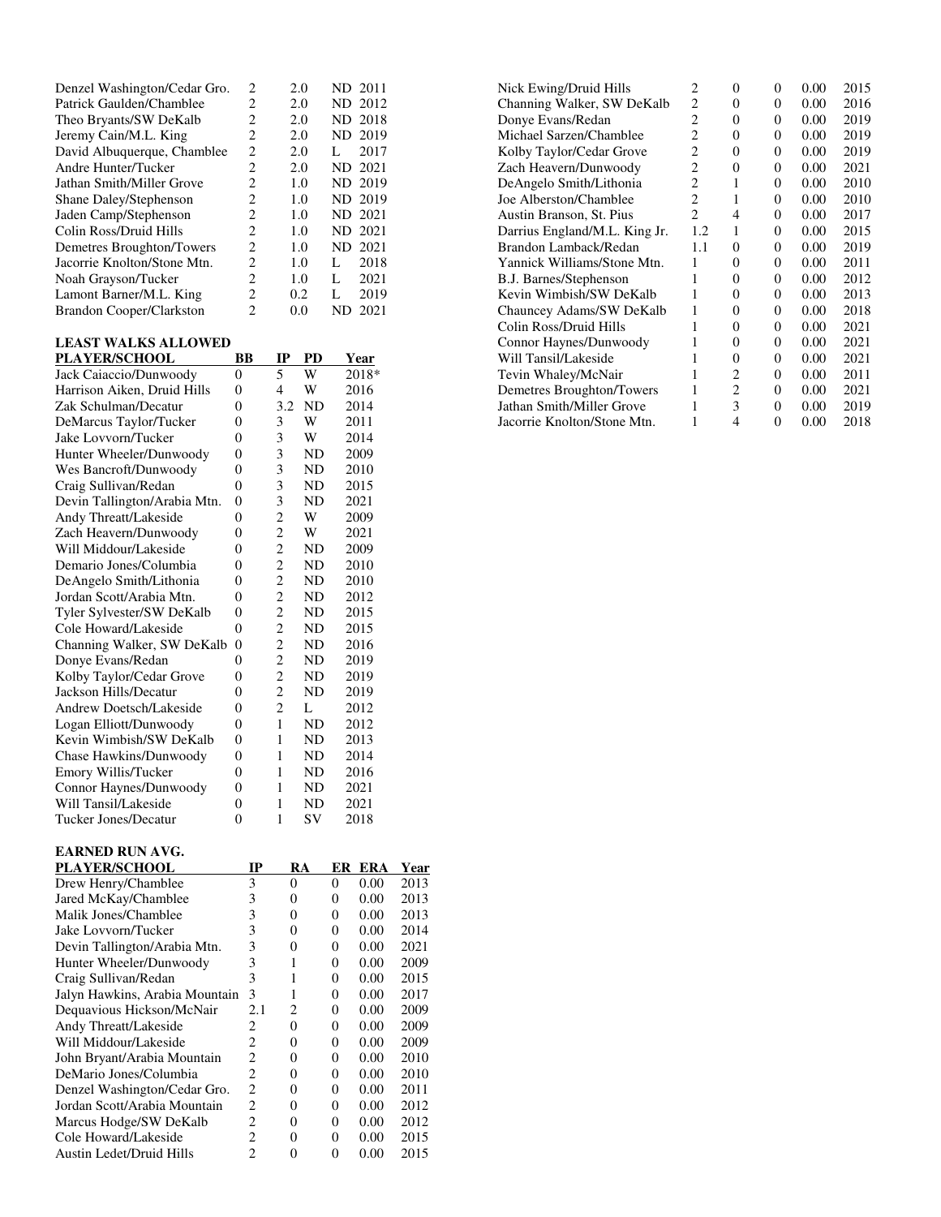| | | | | |
|---|---|---|---|---|
| Denzel Washington/Cedar Gro. | 2 | 2.0 | ND | 2011 |
| Patrick Gaulden/Chamblee | 2 | 2.0 | ND | 2012 |
| Theo Bryants/SW DeKalb | 2 | 2.0 | ND | 2018 |
| Jeremy Cain/M.L. King | 2 | 2.0 | ND | 2019 |
| David Albuquerque, Chamblee | 2 | 2.0 | L | 2017 |
| Andre Hunter/Tucker | 2 | 2.0 | ND | 2021 |
| Jathan Smith/Miller Grove | 2 | 1.0 | ND | 2019 |
| Shane Daley/Stephenson | 2 | 1.0 | ND | 2019 |
| Jaden Camp/Stephenson | 2 | 1.0 | ND | 2021 |
| Colin Ross/Druid Hills | 2 | 1.0 | ND | 2021 |
| Demetres Broughton/Towers | 2 | 1.0 | ND | 2021 |
| Jacorrie Knolton/Stone Mtn. | 2 | 1.0 | L | 2018 |
| Noah Grayson/Tucker | 2 | 1.0 | L | 2021 |
| Lamont Barner/M.L. King | 2 | 0.2 | L | 2019 |
| Brandon Cooper/Clarkston | 2 | 0.0 | ND | 2021 |

**LEAST WALKS ALLOWED**

| PLAYER/SCHOOL | BB | IP | PD | Year |
|---|---|---|---|---|
| Jack Caiaccio/Dunwoody | 0 | 5 | W | 2018* |
| Harrison Aiken, Druid Hills | 0 | 4 | W | 2016 |
| Zak Schulman/Decatur | 0 | 3.2 | ND | 2014 |
| DeMarcus Taylor/Tucker | 0 | 3 | W | 2011 |
| Jake Lovvorn/Tucker | 0 | 3 | W | 2014 |
| Hunter Wheeler/Dunwoody | 0 | 3 | ND | 2009 |
| Wes Bancroft/Dunwoody | 0 | 3 | ND | 2010 |
| Craig Sullivan/Redan | 0 | 3 | ND | 2015 |
| Devin Tallington/Arabia Mtn. | 0 | 3 | ND | 2021 |
| Andy Threatt/Lakeside | 0 | 2 | W | 2009 |
| Zach Heavern/Dunwoody | 0 | 2 | W | 2021 |
| Will Middour/Lakeside | 0 | 2 | ND | 2009 |
| Demario Jones/Columbia | 0 | 2 | ND | 2010 |
| DeAngelo Smith/Lithonia | 0 | 2 | ND | 2010 |
| Jordan Scott/Arabia Mtn. | 0 | 2 | ND | 2012 |
| Tyler Sylvester/SW DeKalb | 0 | 2 | ND | 2015 |
| Cole Howard/Lakeside | 0 | 2 | ND | 2015 |
| Channing Walker, SW DeKalb | 0 | 2 | ND | 2016 |
| Donye Evans/Redan | 0 | 2 | ND | 2019 |
| Kolby Taylor/Cedar Grove | 0 | 2 | ND | 2019 |
| Jackson Hills/Decatur | 0 | 2 | ND | 2019 |
| Andrew Doetsch/Lakeside | 0 | 2 | L | 2012 |
| Logan Elliott/Dunwoody | 0 | 1 | ND | 2012 |
| Kevin Wimbish/SW DeKalb | 0 | 1 | ND | 2013 |
| Chase Hawkins/Dunwoody | 0 | 1 | ND | 2014 |
| Emory Willis/Tucker | 0 | 1 | ND | 2016 |
| Connor Haynes/Dunwoody | 0 | 1 | ND | 2021 |
| Will Tansil/Lakeside | 0 | 1 | ND | 2021 |
| Tucker Jones/Decatur | 0 | 1 | SV | 2018 |

**EARNED RUN AVG.**

| PLAYER/SCHOOL | IP | RA | ER | ERA | Year |
|---|---|---|---|---|---|
| Drew Henry/Chamblee | 3 | 0 | 0 | 0.00 | 2013 |
| Jared McKay/Chamblee | 3 | 0 | 0 | 0.00 | 2013 |
| Malik Jones/Chamblee | 3 | 0 | 0 | 0.00 | 2013 |
| Jake Lovvorn/Tucker | 3 | 0 | 0 | 0.00 | 2014 |
| Devin Tallington/Arabia Mtn. | 3 | 0 | 0 | 0.00 | 2021 |
| Hunter Wheeler/Dunwoody | 3 | 1 | 0 | 0.00 | 2009 |
| Craig Sullivan/Redan | 3 | 1 | 0 | 0.00 | 2015 |
| Jalyn Hawkins, Arabia Mountain | 3 | 1 | 0 | 0.00 | 2017 |
| Dequavious Hickson/McNair | 2.1 | 2 | 0 | 0.00 | 2009 |
| Andy Threatt/Lakeside | 2 | 0 | 0 | 0.00 | 2009 |
| Will Middour/Lakeside | 2 | 0 | 0 | 0.00 | 2009 |
| John Bryant/Arabia Mountain | 2 | 0 | 0 | 0.00 | 2010 |
| DeMario Jones/Columbia | 2 | 0 | 0 | 0.00 | 2010 |
| Denzel Washington/Cedar Gro. | 2 | 0 | 0 | 0.00 | 2011 |
| Jordan Scott/Arabia Mountain | 2 | 0 | 0 | 0.00 | 2012 |
| Marcus Hodge/SW DeKalb | 2 | 0 | 0 | 0.00 | 2012 |
| Cole Howard/Lakeside | 2 | 0 | 0 | 0.00 | 2015 |
| Austin Ledet/Druid Hills | 2 | 0 | 0 | 0.00 | 2015 |
| Nick Ewing/Druid Hills | 2 | 0 | 0 | 0.00 | 2015 |
| Channing Walker, SW DeKalb | 2 | 0 | 0 | 0.00 | 2016 |
| Donye Evans/Redan | 2 | 0 | 0 | 0.00 | 2019 |
| Michael Sarzen/Chamblee | 2 | 0 | 0 | 0.00 | 2019 |
| Kolby Taylor/Cedar Grove | 2 | 0 | 0 | 0.00 | 2019 |
| Zach Heavern/Dunwoody | 2 | 0 | 0 | 0.00 | 2021 |
| DeAngelo Smith/Lithonia | 2 | 1 | 0 | 0.00 | 2010 |
| Joe Alberston/Chamblee | 2 | 1 | 0 | 0.00 | 2010 |
| Austin Branson, St. Pius | 2 | 4 | 0 | 0.00 | 2017 |
| Darrius England/M.L. King Jr. | 1.2 | 1 | 0 | 0.00 | 2015 |
| Brandon Lamback/Redan | 1.1 | 0 | 0 | 0.00 | 2019 |
| Yannick Williams/Stone Mtn. | 1 | 0 | 0 | 0.00 | 2011 |
| B.J. Barnes/Stephenson | 1 | 0 | 0 | 0.00 | 2012 |
| Kevin Wimbish/SW DeKalb | 1 | 0 | 0 | 0.00 | 2013 |
| Chauncey Adams/SW DeKalb | 1 | 0 | 0 | 0.00 | 2018 |
| Colin Ross/Druid Hills | 1 | 0 | 0 | 0.00 | 2021 |
| Connor Haynes/Dunwoody | 1 | 0 | 0 | 0.00 | 2021 |
| Will Tansil/Lakeside | 1 | 0 | 0 | 0.00 | 2021 |
| Tevin Whaley/McNair | 1 | 2 | 0 | 0.00 | 2011 |
| Demetres Broughton/Towers | 1 | 2 | 0 | 0.00 | 2021 |
| Jathan Smith/Miller Grove | 1 | 3 | 0 | 0.00 | 2019 |
| Jacorrie Knolton/Stone Mtn. | 1 | 4 | 0 | 0.00 | 2018 |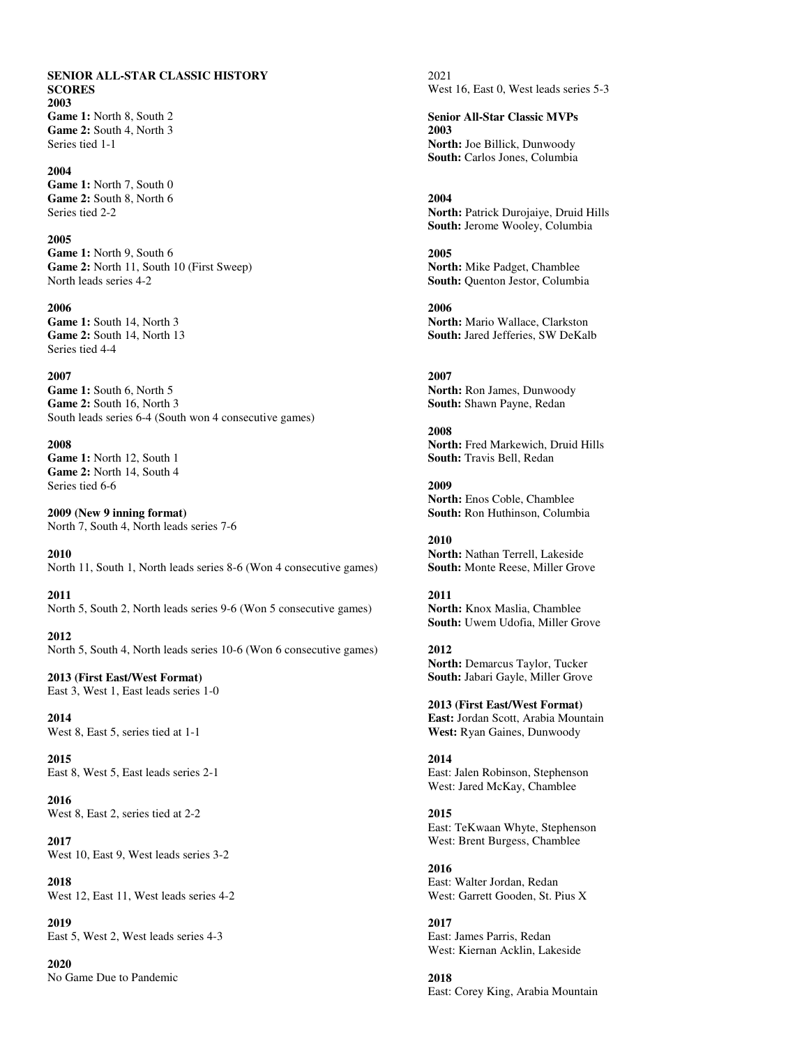**SENIOR ALL-STAR CLASSIC HISTORY**
**SCORES**

**2003**
**Game 1:** North 8, South 2
**Game 2:** South 4, North 3
Series tied 1-1

**2004**
**Game 1:** North 7, South 0
**Game 2:** South 8, North 6
Series tied 2-2

**2005**
**Game 1:** North 9, South 6
**Game 2:** North 11, South 10 (First Sweep)
North leads series 4-2

**2006**
**Game 1:** South 14, North 3
**Game 2:** South 14, North 13
Series tied 4-4

**2007**
**Game 1:** South 6, North 5
**Game 2:** South 16, North 3
South leads series 6-4 (South won 4 consecutive games)

**2008**
**Game 1:** North 12, South 1
**Game 2:** North 14, South 4
Series tied 6-6

**2009 (New 9 inning format)**
North 7, South 4, North leads series 7-6

**2010**
North 11, South 1, North leads series 8-6 (Won 4 consecutive games)

**2011**
North 5, South 2, North leads series 9-6 (Won 5 consecutive games)

**2012**
North 5, South 4, North leads series 10-6 (Won 6 consecutive games)

**2013 (First East/West Format)**
East 3, West 1, East leads series 1-0

**2014**
West 8, East 5, series tied at 1-1

**2015**
East 8, West 5, East leads series 2-1

**2016**
West 8, East 2, series tied at 2-2

**2017**
West 10, East 9, West leads series 3-2

**2018**
West 12, East 11, West leads series 4-2

**2019**
East 5, West 2, West leads series 4-3

**2020**
No Game Due to Pandemic

2021
West 16, East 0, West leads series 5-3

**Senior All-Star Classic MVPs**

**2003**
**North:** Joe Billick, Dunwoody
**South:** Carlos Jones, Columbia

**2004**
**North:** Patrick Durojaiye, Druid Hills
**South:** Jerome Wooley, Columbia

**2005**
**North:** Mike Padget, Chamblee
**South:** Quenton Jestor, Columbia

**2006**
**North:** Mario Wallace, Clarkston
**South:** Jared Jefferies, SW DeKalb

**2007**
**North:** Ron James, Dunwoody
**South:** Shawn Payne, Redan

**2008**
**North:** Fred Markewich, Druid Hills
**South:** Travis Bell, Redan

**2009**
**North:** Enos Coble, Chamblee
**South:** Ron Huthinson, Columbia

**2010**
**North:** Nathan Terrell, Lakeside
**South:** Monte Reese, Miller Grove

**2011**
**North:** Knox Maslia, Chamblee
**South:** Uwem Udofia, Miller Grove

**2012**
**North:** Demarcus Taylor, Tucker
**South:** Jabari Gayle, Miller Grove

**2013 (First East/West Format)**
**East:** Jordan Scott, Arabia Mountain
**West:** Ryan Gaines, Dunwoody

**2014**
East: Jalen Robinson, Stephenson
West: Jared McKay, Chamblee

**2015**
East: TeKwaan Whyte, Stephenson
West: Brent Burgess, Chamblee

**2016**
East: Walter Jordan, Redan
West: Garrett Gooden, St. Pius X

**2017**
East: James Parris, Redan
West: Kiernan Acklin, Lakeside

**2018**
East: Corey King, Arabia Mountain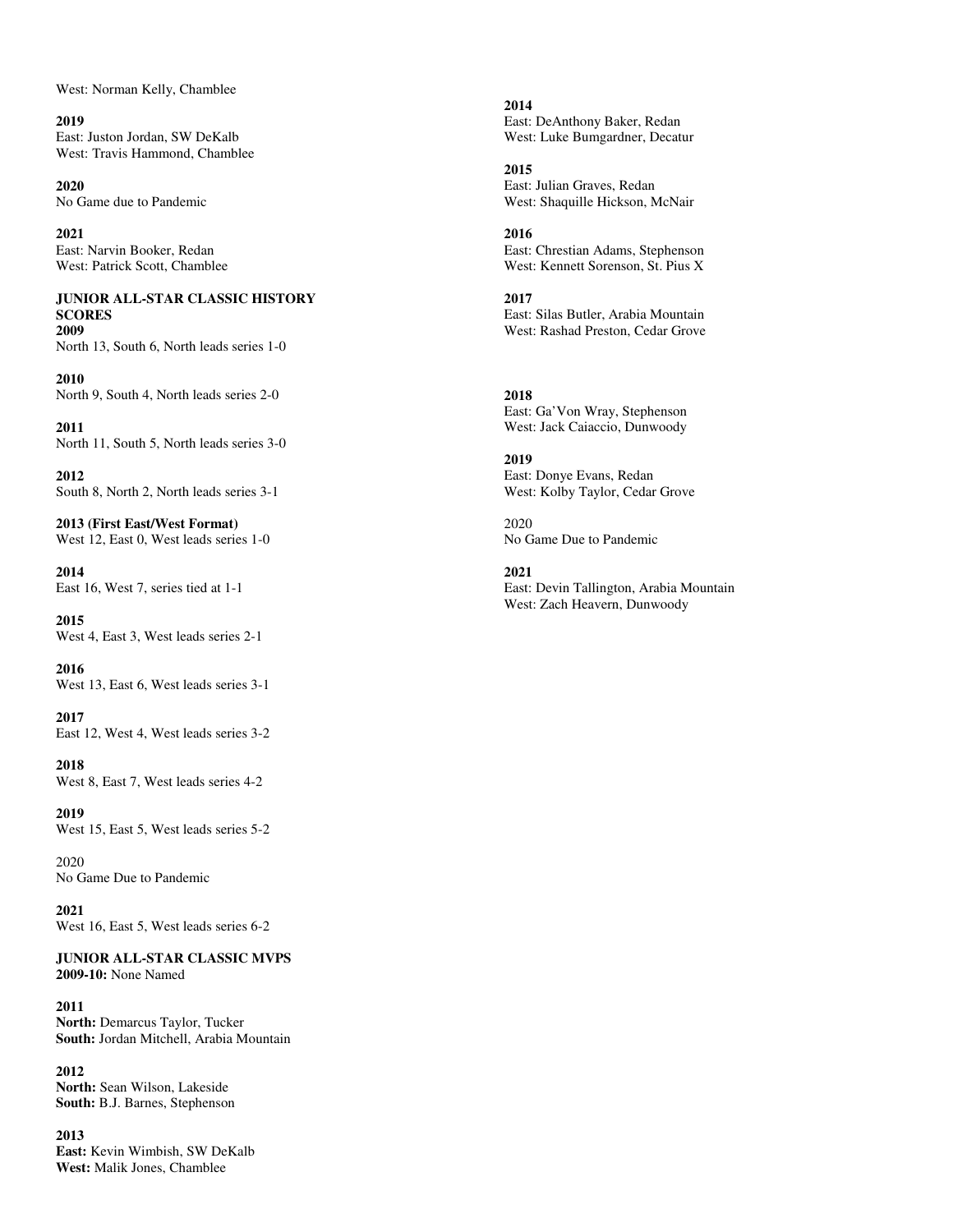West: Norman Kelly, Chamblee

**2019**
East: Juston Jordan, SW DeKalb
West: Travis Hammond, Chamblee

**2020**
No Game due to Pandemic

**2021**
East: Narvin Booker, Redan
West: Patrick Scott, Chamblee

**JUNIOR ALL-STAR CLASSIC HISTORY SCORES**

**2009**
North 13, South 6, North leads series 1-0

**2010**
North 9, South 4, North leads series 2-0

**2011**
North 11, South 5, North leads series 3-0

**2012**
South 8, North 2, North leads series 3-1

**2013 (First East/West Format)**
West 12, East 0, West leads series 1-0

**2014**
East 16, West 7, series tied at 1-1

**2015**
West 4, East 3, West leads series 2-1

**2016**
West 13, East 6, West leads series 3-1

**2017**
East 12, West 4, West leads series 3-2

**2018**
West 8, East 7, West leads series 4-2

**2019**
West 15, East 5, West leads series 5-2

2020
No Game Due to Pandemic

**2021**
West 16, East 5, West leads series 6-2

**JUNIOR ALL-STAR CLASSIC MVPS**

**2009-10:** None Named

**2011**
**North:** Demarcus Taylor, Tucker
**South:** Jordan Mitchell, Arabia Mountain

**2012**
**North:** Sean Wilson, Lakeside
**South:** B.J. Barnes, Stephenson

**2013**
**East:** Kevin Wimbish, SW DeKalb
**West:** Malik Jones, Chamblee

**2014**
East: DeAnthony Baker, Redan
West: Luke Bumgardner, Decatur

**2015**
East: Julian Graves, Redan
West: Shaquille Hickson, McNair

**2016**
East: Chrestian Adams, Stephenson
West: Kennett Sorenson, St. Pius X

**2017**
East: Silas Butler, Arabia Mountain
West: Rashad Preston, Cedar Grove

**2018**
East: Ga'Von Wray, Stephenson
West: Jack Caiaccio, Dunwoody

**2019**
East: Donye Evans, Redan
West: Kolby Taylor, Cedar Grove

2020
No Game Due to Pandemic

**2021**
East: Devin Tallington, Arabia Mountain
West: Zach Heavern, Dunwoody